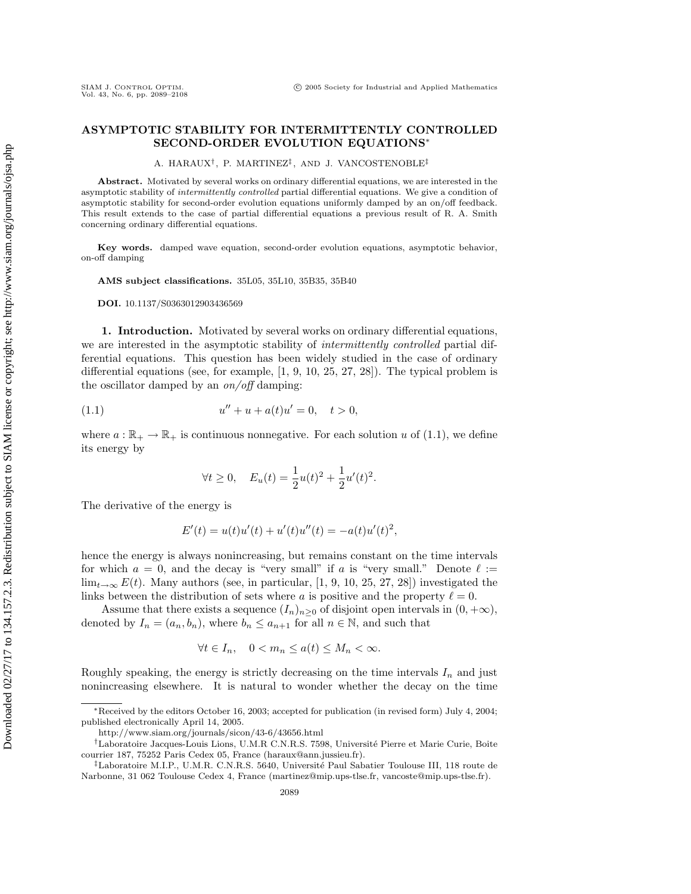# ASYMPTOTIC STABILITY FOR INTERMITTENTLY CONTROLLED SECOND-ORDER EVOLUTION EQUATIONS*

A. HARAUX†, P. MARTINEZ‡, AND J. VANCOSTENOBLE‡

**Abstract.** Motivated by several works on ordinary differential equations, we are interested in the asymptotic stability of *intermittently controlled* partial differential equations. We give a condition of asymptotic stability for second-order evolution equations uniformly damped by an on/off feedback. This result extends to the case of partial differential equations a previous result of R. A. Smith concerning ordinary differential equations.

**Key words.** damped wave equation, second-order evolution equations, asymptotic behavior, on-off damping

**AMS subject classifications.** 35L05, 35L10, 35B35, 35B40

**DOI.** 10.1137/S0363012903436569

## 1. Introduction.

Motivated by several works on ordinary differential equations, we are interested in the asymptotic stability of *intermittently controlled* partial differential equations. This question has been widely studied in the case of ordinary differential equations (see, for example, [1, 9, 10, 25, 27, 28]). The typical problem is the oscillator damped by an *on/off* damping:

$$
u'' + u + a(t)u' = 0, \quad t > 0, \tag{1.1}
$$

where $a : \mathbb{R}_+ \to \mathbb{R}_+$ is continuous nonnegative. For each solution $u$ of (1.1), we define its energy by

$$
\forall t \geq 0, \quad E_u(t) = \frac{1}{2}u(t)^2 + \frac{1}{2}u'(t)^2.
$$

The derivative of the energy is

$$
E'(t) = u(t)u'(t) + u'(t)u''(t) = -a(t)u'(t)^2,
$$

hence the energy is always nonincreasing, but remains constant on the time intervals for which $a = 0$, and the decay is "very small" if $a$ is "very small." Denote $\ell := \lim_{t\to\infty} E(t)$. Many authors (see, in particular, [1, 9, 10, 25, 27, 28]) investigated the links between the distribution of sets where $a$ is positive and the property $\ell = 0$.

Assume that there exists a sequence $(I_n)_{n\geq 0}$ of disjoint open intervals in $(0, +\infty)$, denoted by $I_n = (a_n, b_n)$, where $b_n \leq a_{n+1}$ for all $n \in \mathbb{N}$, and such that

$$
\forall t \in I_n, \quad 0 < m_n \leq a(t) \leq M_n < \infty.
$$

Roughly speaking, the energy is strictly decreasing on the time intervals $I_n$ and just nonincreasing elsewhere. It is natural to wonder whether the decay on the time

---

*Received by the editors October 16, 2003; accepted for publication (in revised form) July 4, 2004; published electronically April 14, 2005.

http://www.siam.org/journals/sicon/43-6/43656.html

†Laboratoire Jacques-Louis Lions, U.M.R C.N.R.S. 7598, Université Pierre et Marie Curie, Boite courrier 187, 75252 Paris Cedex 05, France (haraux@ann.jussieu.fr).

‡Laboratoire M.I.P., U.M.R. C.N.R.S. 5640, Université Paul Sabatier Toulouse III, 118 route de Narbonne, 31 062 Toulouse Cedex 4, France (martinez@mip.ups-tlse.fr, vancoste@mip.ups-tlse.fr).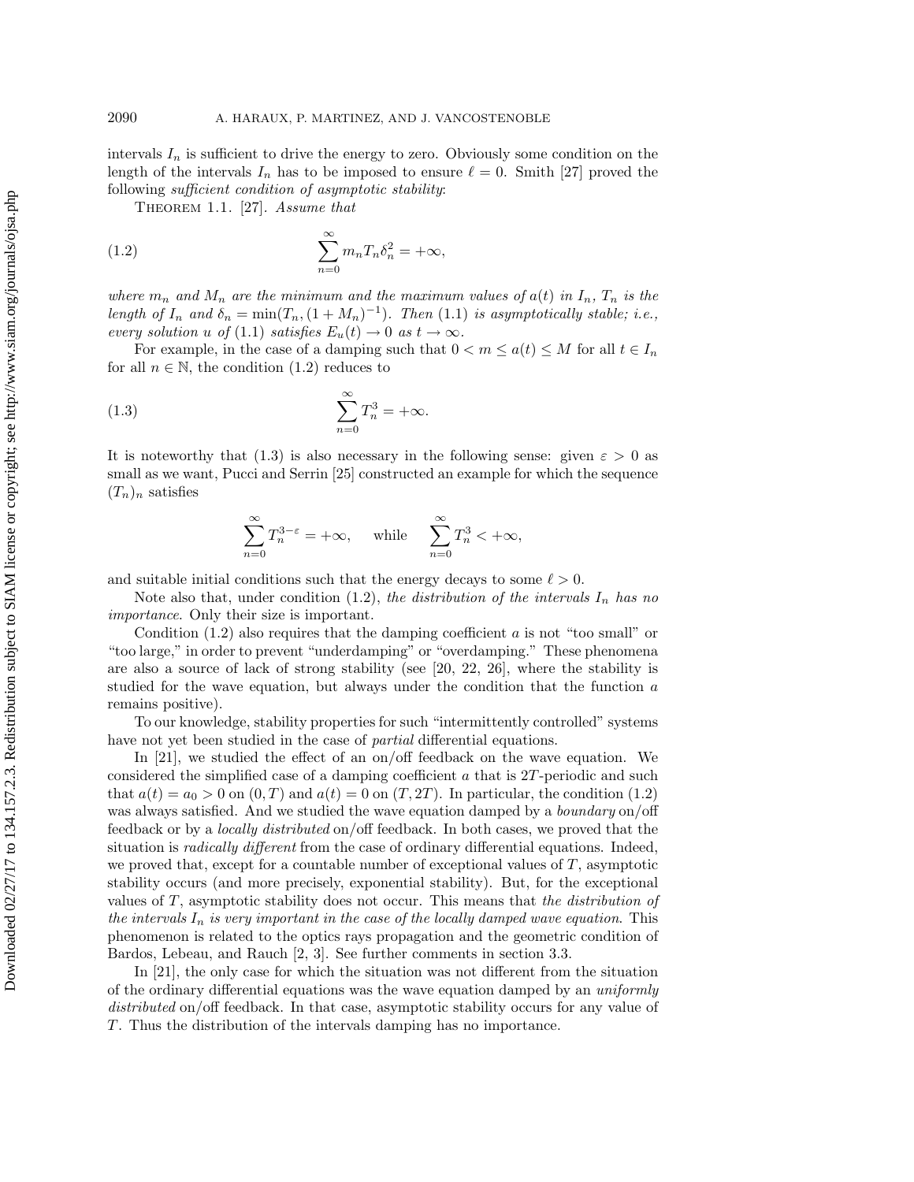intervals $I_n$ is sufficient to drive the energy to zero. Obviously some condition on the length of the intervals $I_n$ has to be imposed to ensure $\ell = 0$. Smith [27] proved the following *sufficient condition of asymptotic stability*:

THEOREM 1.1. [27]. *Assume that*

$$\sum_{n=0}^{\infty} m_n T_n \delta_n^2 = +\infty, \tag{1.2}$$

*where $m_n$ and $M_n$ are the minimum and the maximum values of $a(t)$ in $I_n$, $T_n$ is the length of $I_n$ and $\delta_n = \min(T_n, (1 + M_n)^{-1})$. Then* (1.1) *is asymptotically stable; i.e., every solution $u$ of* (1.1) *satisfies $E_u(t) \to 0$ as $t \to \infty$.*

For example, in the case of a damping such that $0 < m \leq a(t) \leq M$ for all $t \in I_n$ for all $n \in \mathbb{N}$, the condition (1.2) reduces to

$$\sum_{n=0}^{\infty} T_n^3 = +\infty. \tag{1.3}$$

It is noteworthy that (1.3) is also necessary in the following sense: given $\varepsilon > 0$ as small as we want, Pucci and Serrin [25] constructed an example for which the sequence $(T_n)_n$ satisfies

$$\sum_{n=0}^{\infty} T_n^{3-\varepsilon} = +\infty, \quad \text{while} \quad \sum_{n=0}^{\infty} T_n^3 < +\infty,$$

and suitable initial conditions such that the energy decays to some $\ell > 0$.

Note also that, under condition (1.2), *the distribution of the intervals $I_n$ has no importance*. Only their size is important.

Condition (1.2) also requires that the damping coefficient $a$ is not "too small" or "too large," in order to prevent "underdamping" or "overdamping." These phenomena are also a source of lack of strong stability (see [20, 22, 26], where the stability is studied for the wave equation, but always under the condition that the function $a$ remains positive).

To our knowledge, stability properties for such "intermittently controlled" systems have not yet been studied in the case of *partial* differential equations.

In [21], we studied the effect of an on/off feedback on the wave equation. We considered the simplified case of a damping coefficient $a$ that is $2T$-periodic and such that $a(t) = a_0 > 0$ on $(0, T)$ and $a(t) = 0$ on $(T, 2T)$. In particular, the condition (1.2) was always satisfied. And we studied the wave equation damped by a *boundary* on/off feedback or by a *locally distributed* on/off feedback. In both cases, we proved that the situation is *radically different* from the case of ordinary differential equations. Indeed, we proved that, except for a countable number of exceptional values of $T$, asymptotic stability occurs (and more precisely, exponential stability). But, for the exceptional values of $T$, asymptotic stability does not occur. This means that *the distribution of the intervals $I_n$ is very important in the case of the locally damped wave equation*. This phenomenon is related to the optics rays propagation and the geometric condition of Bardos, Lebeau, and Rauch [2, 3]. See further comments in section 3.3.

In [21], the only case for which the situation was not different from the situation of the ordinary differential equations was the wave equation damped by an *uniformly distributed* on/off feedback. In that case, asymptotic stability occurs for any value of $T$. Thus the distribution of the intervals damping has no importance.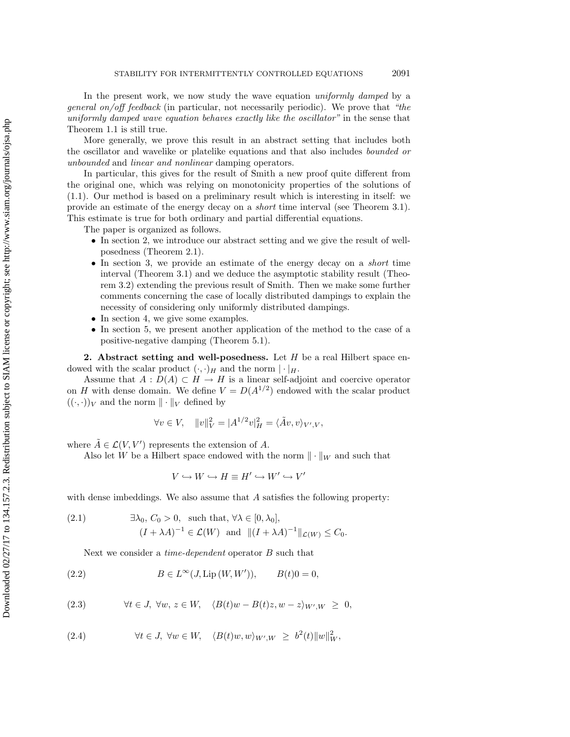In the present work, we now study the wave equation *uniformly damped* by a *general on/off feedback* (in particular, not necessarily periodic). We prove that *"the uniformly damped wave equation behaves exactly like the oscillator"* in the sense that Theorem 1.1 is still true.

More generally, we prove this result in an abstract setting that includes both the oscillator and wavelike or platelike equations and that also includes *bounded or unbounded* and *linear and nonlinear* damping operators.

In particular, this gives for the result of Smith a new proof quite different from the original one, which was relying on monotonicity properties of the solutions of (1.1). Our method is based on a preliminary result which is interesting in itself: we provide an estimate of the energy decay on a *short* time interval (see Theorem 3.1). This estimate is true for both ordinary and partial differential equations.

The paper is organized as follows.

- In section 2, we introduce our abstract setting and we give the result of well-posedness (Theorem 2.1).
- In section 3, we provide an estimate of the energy decay on a *short* time interval (Theorem 3.1) and we deduce the asymptotic stability result (Theorem 3.2) extending the previous result of Smith. Then we make some further comments concerning the case of locally distributed dampings to explain the necessity of considering only uniformly distributed dampings.
- In section 4, we give some examples.
- In section 5, we present another application of the method to the case of a positive-negative damping (Theorem 5.1).

## 2. Abstract setting and well-posedness.

Let $H$ be a real Hilbert space endowed with the scalar product $(\cdot,\cdot)_H$ and the norm $|\cdot|_H$.

Assume that $A : D(A) \subset H \to H$ is a linear self-adjoint and coercive operator on $H$ with dense domain. We define $V = D(A^{1/2})$ endowed with the scalar product $((\cdot,\cdot))_V$ and the norm $\|\cdot\|_V$ defined by

$$\forall v \in V, \quad \|v\|_V^2 = |A^{1/2}v|_H^2 = \langle \tilde{A}v, v\rangle_{V',V},$$

where $\tilde{A} \in \mathcal{L}(V, V')$ represents the extension of $A$.

Also let $W$ be a Hilbert space endowed with the norm $\|\cdot\|_W$ and such that

$$V \hookrightarrow W \hookrightarrow H \equiv H' \hookrightarrow W' \hookrightarrow V'$$

with dense imbeddings. We also assume that $A$ satisfies the following property:

$$\tag{2.1} \begin{aligned} &\exists \lambda_0,\, C_0 > 0, \quad \text{such that, } \forall \lambda \in [0, \lambda_0], \\ &\qquad (I + \lambda A)^{-1} \in \mathcal{L}(W) \quad \text{and} \quad \|(I + \lambda A)^{-1}\|_{\mathcal{L}(W)} \le C_0. \end{aligned}$$

Next we consider a *time-dependent* operator $B$ such that

$$\tag{2.2} B \in L^\infty(J, \mathrm{Lip}\,(W, W')), \qquad B(t)0 = 0,$$

$$\tag{2.3} \forall t \in J,\ \forall w,\, z \in W, \quad \langle B(t)w - B(t)z, w - z\rangle_{W',W} \ \ge\ 0,$$

$$\tag{2.4} \forall t \in J,\ \forall w \in W, \quad \langle B(t)w, w\rangle_{W',W} \ \ge\ b^2(t)\|w\|_W^2,$$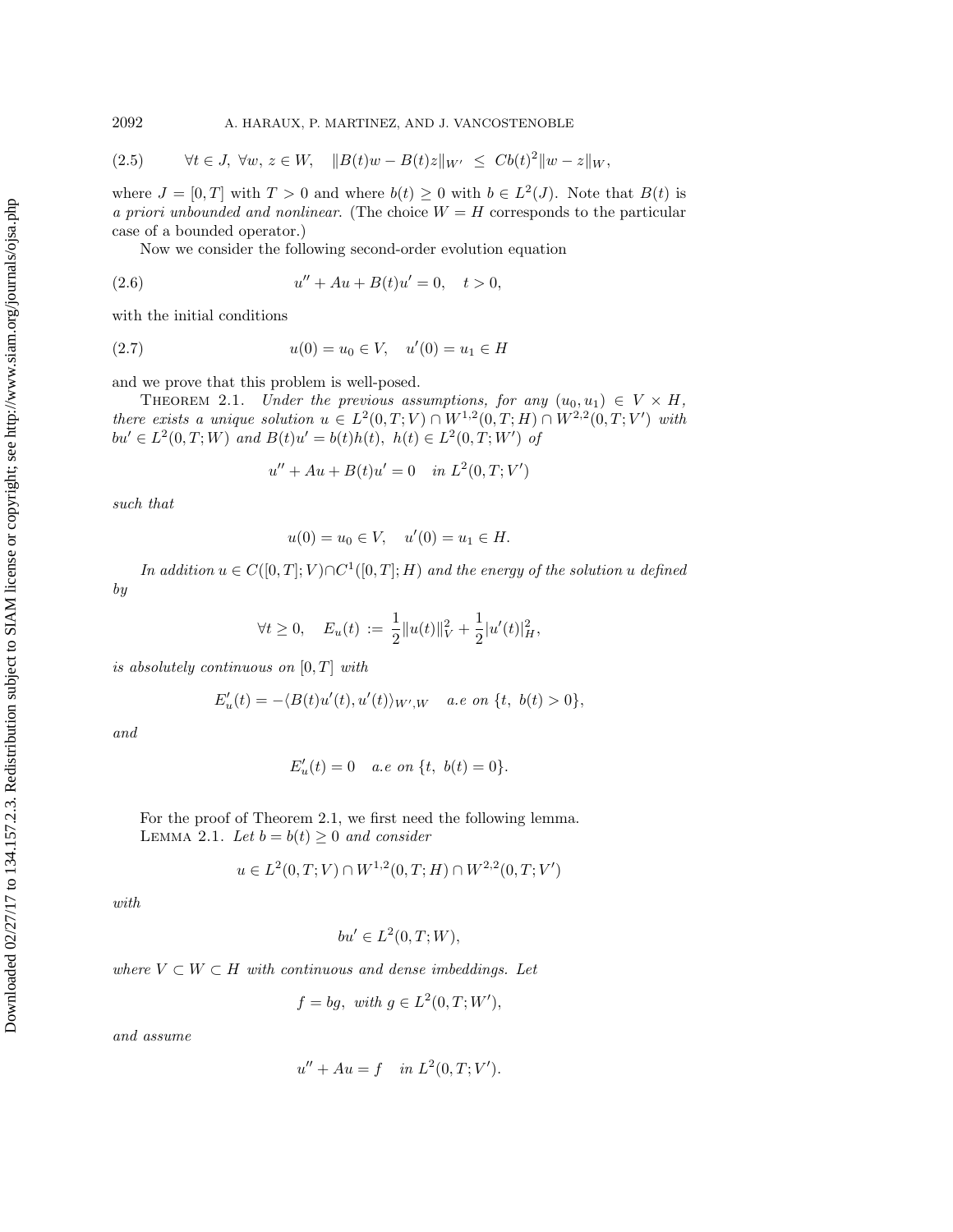$$\text{(2.5)} \qquad \forall t \in J,\ \forall w,\, z \in W, \quad \|B(t)w - B(t)z\|_{W'} \ \leq\ Cb(t)^2 \|w - z\|_W,$$

where $J = [0, T]$ with $T > 0$ and where $b(t) \geq 0$ with $b \in L^2(J)$. Note that $B(t)$ is *a priori unbounded and nonlinear.* (The choice $W = H$ corresponds to the particular case of a bounded operator.)

Now we consider the following second-order evolution equation

$$\text{(2.6)} \qquad u'' + Au + B(t)u' = 0, \quad t > 0,$$

with the initial conditions

$$\text{(2.7)} \qquad u(0) = u_0 \in V, \quad u'(0) = u_1 \in H$$

and we prove that this problem is well-posed.

THEOREM 2.1. *Under the previous assumptions, for any $(u_0, u_1) \in V \times H$, there exists a unique solution $u \in L^2(0, T; V) \cap W^{1,2}(0, T; H) \cap W^{2,2}(0, T; V')$ with $bu' \in L^2(0, T; W)$ and $B(t)u' = b(t)h(t)$, $h(t) \in L^2(0, T; W')$ of*

$$u'' + Au + B(t)u' = 0 \quad \textit{in } L^2(0, T; V')$$

*such that*

$$u(0) = u_0 \in V, \quad u'(0) = u_1 \in H.$$

*In addition $u \in C([0, T]; V) \cap C^1([0, T]; H)$ and the energy of the solution $u$ defined by*

$$\forall t \geq 0, \quad E_u(t) := \frac{1}{2}\|u(t)\|_V^2 + \frac{1}{2}|u'(t)|_H^2,$$

*is absolutely continuous on $[0, T]$ with*

$$E_u'(t) = -\langle B(t)u'(t), u'(t)\rangle_{W', W} \quad \textit{a.e on } \{t,\ b(t) > 0\},$$

*and*

$$E_u'(t) = 0 \quad \textit{a.e on } \{t,\ b(t) = 0\}.$$

For the proof of Theorem 2.1, we first need the following lemma.

LEMMA 2.1. *Let $b = b(t) \geq 0$ and consider*

$$u \in L^2(0, T; V) \cap W^{1,2}(0, T; H) \cap W^{2,2}(0, T; V')$$

*with*

$$bu' \in L^2(0, T; W),$$

*where $V \subset W \subset H$ with continuous and dense imbeddings. Let*

$$f = bg, \ \textit{with } g \in L^2(0, T; W'),$$

*and assume*

$$u'' + Au = f \quad \textit{in } L^2(0, T; V').$$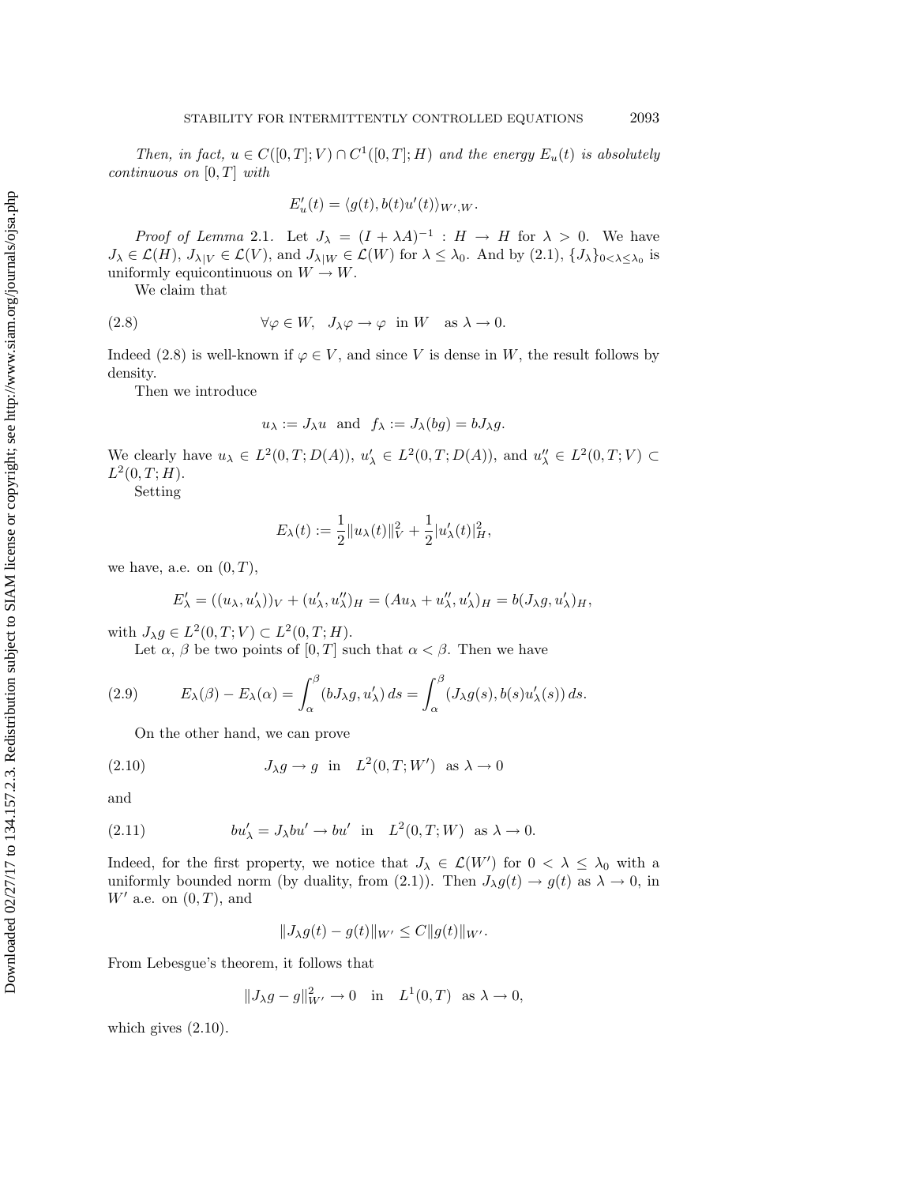*Then, in fact, $u \in C([0,T];V) \cap C^1([0,T];H)$ and the energy $E_u(t)$ is absolutely continuous on $[0,T]$ with*

$$E_u'(t) = \langle g(t), b(t)u'(t)\rangle_{W',W}.$$

*Proof of Lemma* 2.1. Let $J_\lambda = (I + \lambda A)^{-1} : H \to H$ for $\lambda > 0$. We have $J_\lambda \in \mathcal{L}(H)$, $J_{\lambda|V} \in \mathcal{L}(V)$, and $J_{\lambda|W} \in \mathcal{L}(W)$ for $\lambda \leq \lambda_0$. And by (2.1), $\{J_\lambda\}_{0<\lambda\leq\lambda_0}$ is uniformly equicontinuous on $W \to W$.

We claim that

$$\forall \varphi \in W, \quad J_\lambda \varphi \to \varphi \quad \text{in } W \quad \text{as } \lambda \to 0. \tag{2.8}$$

Indeed (2.8) is well-known if $\varphi \in V$, and since $V$ is dense in $W$, the result follows by density.

Then we introduce

$$u_\lambda := J_\lambda u \quad \text{and} \quad f_\lambda := J_\lambda(bg) = bJ_\lambda g.$$

We clearly have $u_\lambda \in L^2(0,T;D(A))$, $u_\lambda' \in L^2(0,T;D(A))$, and $u_\lambda'' \in L^2(0,T;V) \subset L^2(0,T;H)$.

Setting

$$E_\lambda(t) := \frac{1}{2}\|u_\lambda(t)\|_V^2 + \frac{1}{2}|u_\lambda'(t)|_H^2,$$

we have, a.e. on $(0,T)$,

$$E_\lambda' = ((u_\lambda, u_\lambda'))_V + (u_\lambda', u_\lambda'')_H = (Au_\lambda + u_\lambda'', u_\lambda')_H = b(J_\lambda g, u_\lambda')_H,$$

with $J_\lambda g \in L^2(0,T;V) \subset L^2(0,T;H)$.

Let $\alpha$, $\beta$ be two points of $[0,T]$ such that $\alpha < \beta$. Then we have

$$E_\lambda(\beta) - E_\lambda(\alpha) = \int_\alpha^\beta (bJ_\lambda g, u_\lambda')\, ds = \int_\alpha^\beta (J_\lambda g(s), b(s)u_\lambda'(s))\, ds. \tag{2.9}$$

On the other hand, we can prove

$$J_\lambda g \to g \quad \text{in} \quad L^2(0,T;W') \quad \text{as } \lambda \to 0 \tag{2.10}$$

and

$$bu_\lambda' = J_\lambda bu' \to bu' \quad \text{in} \quad L^2(0,T;W) \quad \text{as } \lambda \to 0. \tag{2.11}$$

Indeed, for the first property, we notice that $J_\lambda \in \mathcal{L}(W')$ for $0 < \lambda \leq \lambda_0$ with a uniformly bounded norm (by duality, from (2.1)). Then $J_\lambda g(t) \to g(t)$ as $\lambda \to 0$, in $W'$ a.e. on $(0,T)$, and

$$\|J_\lambda g(t) - g(t)\|_{W'} \leq C\|g(t)\|_{W'}.$$

From Lebesgue's theorem, it follows that

$$\|J_\lambda g - g\|_{W'}^2 \to 0 \quad \text{in} \quad L^1(0,T) \quad \text{as } \lambda \to 0,$$

which gives (2.10).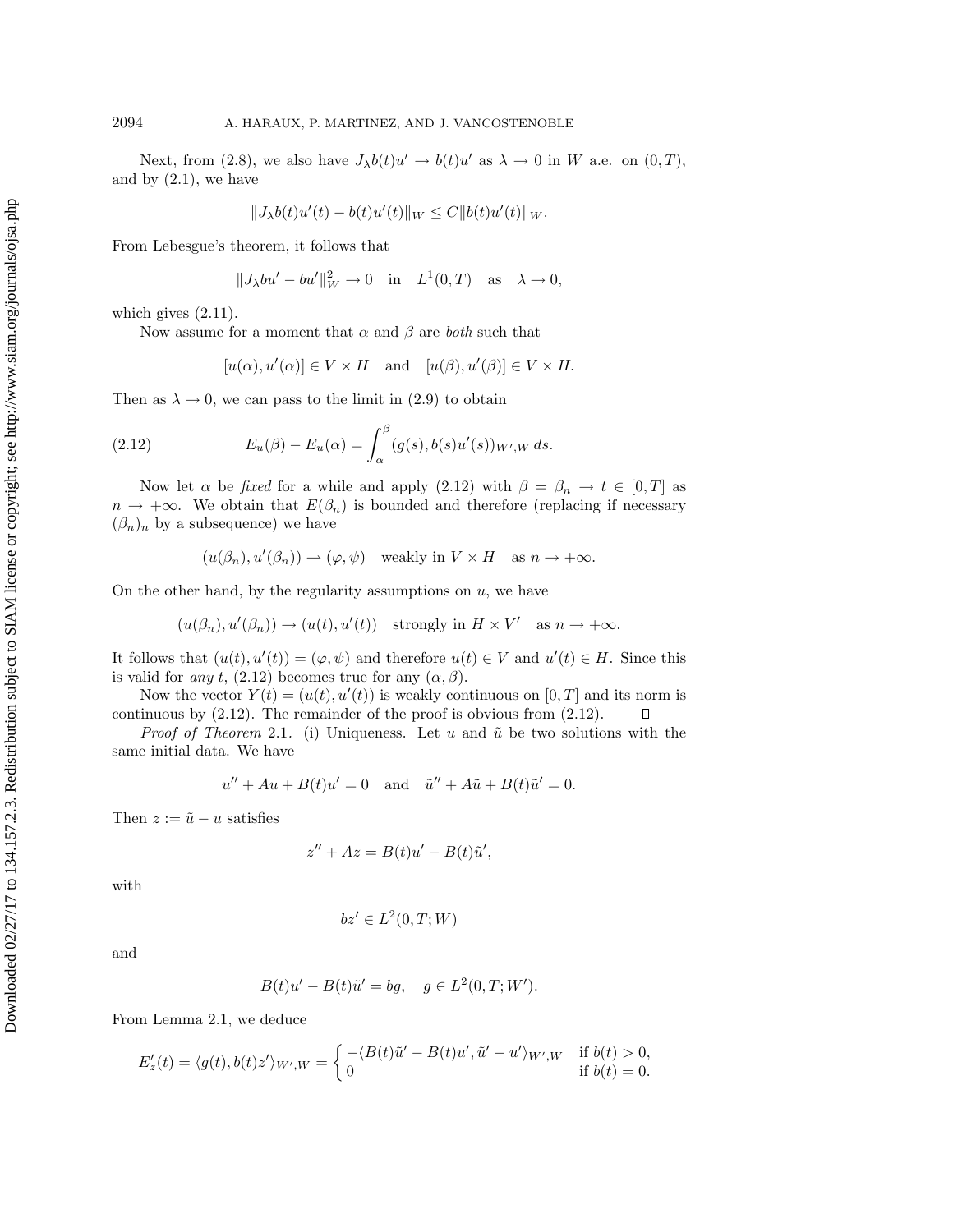Next, from (2.8), we also have $J_\lambda b(t)u' \to b(t)u'$ as $\lambda \to 0$ in $W$ a.e. on $(0,T)$, and by (2.1), we have

$$\|J_\lambda b(t)u'(t) - b(t)u'(t)\|_W \le C\|b(t)u'(t)\|_W.$$

From Lebesgue's theorem, it follows that

$$\|J_\lambda bu' - bu'\|_W^2 \to 0 \quad \text{in} \quad L^1(0,T) \quad \text{as} \quad \lambda \to 0,$$

which gives (2.11).

Now assume for a moment that $\alpha$ and $\beta$ are *both* such that

$$[u(\alpha), u'(\alpha)] \in V \times H \quad \text{and} \quad [u(\beta), u'(\beta)] \in V \times H.$$

Then as $\lambda \to 0$, we can pass to the limit in (2.9) to obtain

$$E_u(\beta) - E_u(\alpha) = \int_\alpha^\beta (g(s), b(s)u'(s))_{W',W}\, ds. \tag{2.12}$$

Now let $\alpha$ be *fixed* for a while and apply (2.12) with $\beta = \beta_n \to t \in [0,T]$ as $n \to +\infty$. We obtain that $E(\beta_n)$ is bounded and therefore (replacing if necessary $(\beta_n)_n$ by a subsequence) we have

$$(u(\beta_n), u'(\beta_n)) \rightharpoonup (\varphi, \psi) \quad \text{weakly in } V \times H \quad \text{as } n \to +\infty.$$

On the other hand, by the regularity assumptions on $u$, we have

$$(u(\beta_n), u'(\beta_n)) \to (u(t), u'(t)) \quad \text{strongly in } H \times V' \quad \text{as } n \to +\infty.$$

It follows that $(u(t), u'(t)) = (\varphi, \psi)$ and therefore $u(t) \in V$ and $u'(t) \in H$. Since this is valid for *any* $t$, (2.12) becomes true for any $(\alpha, \beta)$.

Now the vector $Y(t) = (u(t), u'(t))$ is weakly continuous on $[0,T]$ and its norm is continuous by (2.12). The remainder of the proof is obvious from (2.12). $\square$

*Proof of Theorem* 2.1. (i) Uniqueness. Let $u$ and $\tilde{u}$ be two solutions with the same initial data. We have

$$u'' + Au + B(t)u' = 0 \quad \text{and} \quad \tilde{u}'' + A\tilde{u} + B(t)\tilde{u}' = 0.$$

Then $z := \tilde{u} - u$ satisfies

$$z'' + Az = B(t)u' - B(t)\tilde{u}',$$

with

$$bz' \in L^2(0,T;W)$$

and

$$B(t)u' - B(t)\tilde{u}' = bg, \quad g \in L^2(0,T;W').$$

From Lemma 2.1, we deduce

$$E_z'(t) = \langle g(t), b(t)z' \rangle_{W',W} = \begin{cases} -\langle B(t)\tilde{u}' - B(t)u', \tilde{u}' - u' \rangle_{W',W} & \text{if } b(t) > 0, \\ 0 & \text{if } b(t) = 0. \end{cases}$$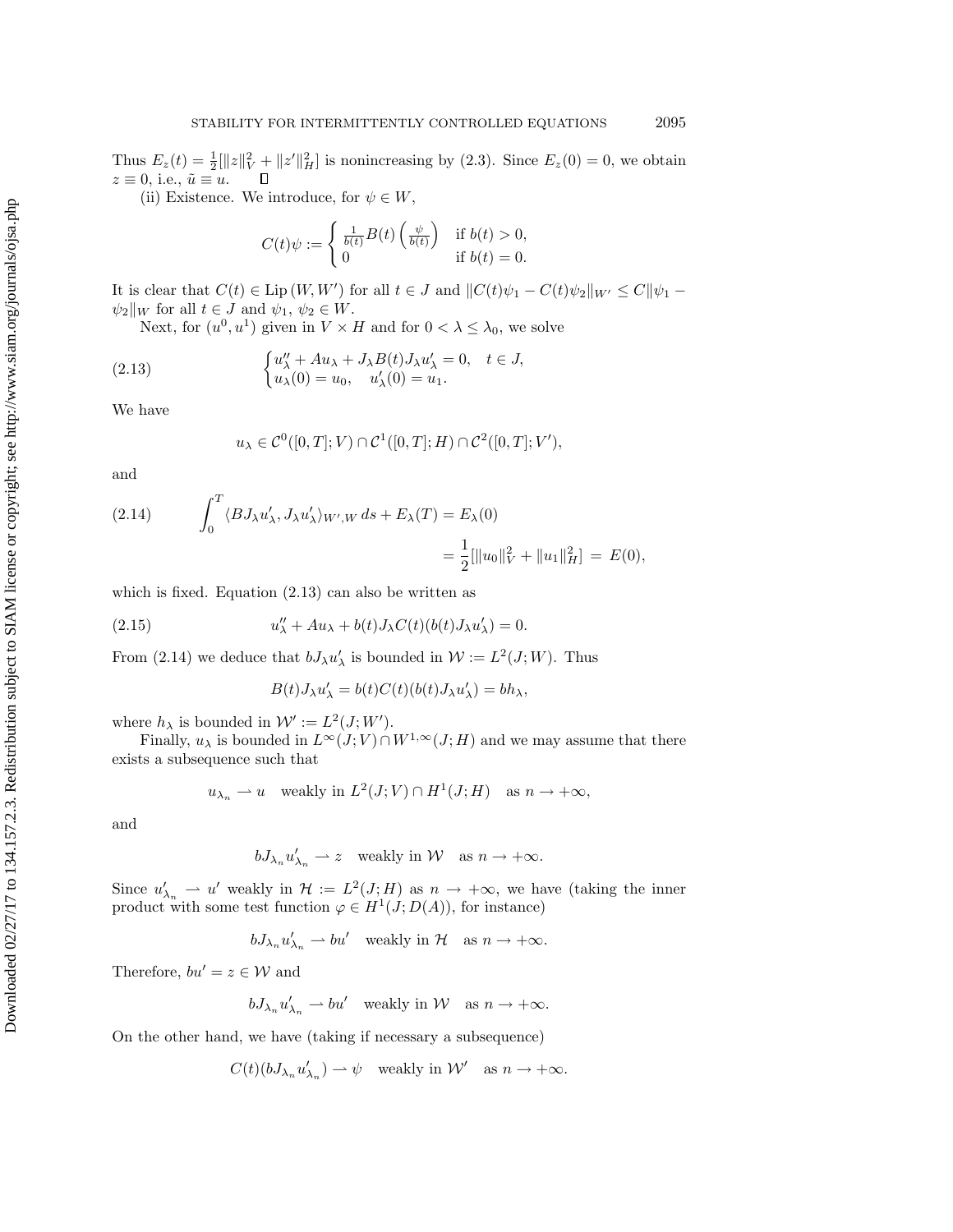Thus $E_z(t) = \frac{1}{2}[\|z\|_V^2 + \|z'\|_H^2]$ is nonincreasing by (2.3). Since $E_z(0) = 0$, we obtain $z \equiv 0$, i.e., $\tilde{u} \equiv u$. $\square$

(ii) Existence. We introduce, for $\psi \in W$,

$$C(t)\psi := \begin{cases} \frac{1}{b(t)} B(t) \left( \frac{\psi}{b(t)} \right) & \text{if } b(t) > 0, \\ 0 & \text{if } b(t) = 0. \end{cases}$$

It is clear that $C(t) \in \mathrm{Lip}\,(W, W')$ for all $t \in J$ and $\|C(t)\psi_1 - C(t)\psi_2\|_{W'} \leq C\|\psi_1 - \psi_2\|_W$ for all $t \in J$ and $\psi_1, \psi_2 \in W$.

Next, for $(u^0, u^1)$ given in $V \times H$ and for $0 < \lambda \leq \lambda_0$, we solve

$$\begin{cases} u_\lambda'' + Au_\lambda + J_\lambda B(t) J_\lambda u_\lambda' = 0, \quad t \in J, \\ u_\lambda(0) = u_0, \quad u_\lambda'(0) = u_1. \end{cases} \tag{2.13}$$

We have

$$u_\lambda \in \mathcal{C}^0([0,T]; V) \cap \mathcal{C}^1([0,T]; H) \cap \mathcal{C}^2([0,T]; V'),$$

and

$$\int_0^T \langle BJ_\lambda u_\lambda', J_\lambda u_\lambda' \rangle_{W',W}\, ds + E_\lambda(T) = E_\lambda(0) = \frac{1}{2}[\|u_0\|_V^2 + \|u_1\|_H^2] \;=\; E(0), \tag{2.14}$$

which is fixed. Equation (2.13) can also be written as

$$u_\lambda'' + Au_\lambda + b(t) J_\lambda C(t)(b(t) J_\lambda u_\lambda') = 0. \tag{2.15}$$

From (2.14) we deduce that $bJ_\lambda u_\lambda'$ is bounded in $\mathcal{W} := L^2(J; W)$. Thus

$$B(t) J_\lambda u_\lambda' = b(t) C(t)(b(t) J_\lambda u_\lambda') = bh_\lambda,$$

where $h_\lambda$ is bounded in $\mathcal{W}' := L^2(J; W')$.

Finally, $u_\lambda$ is bounded in $L^\infty(J; V) \cap W^{1,\infty}(J; H)$ and we may assume that there exists a subsequence such that

$$u_{\lambda_n} \rightharpoonup u \quad \text{weakly in } L^2(J; V) \cap H^1(J; H) \quad \text{as } n \to +\infty,$$

and

$$bJ_{\lambda_n} u_{\lambda_n}' \rightharpoonup z \quad \text{weakly in } \mathcal{W} \quad \text{as } n \to +\infty.$$

Since $u_{\lambda_n}' \rightharpoonup u'$ weakly in $\mathcal{H} := L^2(J; H)$ as $n \to +\infty$, we have (taking the inner product with some test function $\varphi \in H^1(J; D(A))$, for instance)

$$bJ_{\lambda_n} u_{\lambda_n}' \rightharpoonup bu' \quad \text{weakly in } \mathcal{H} \quad \text{as } n \to +\infty.$$

Therefore, $bu' = z \in \mathcal{W}$ and

$$bJ_{\lambda_n} u_{\lambda_n}' \rightharpoonup bu' \quad \text{weakly in } \mathcal{W} \quad \text{as } n \to +\infty.$$

On the other hand, we have (taking if necessary a subsequence)

$$C(t)(bJ_{\lambda_n} u_{\lambda_n}') \rightharpoonup \psi \quad \text{weakly in } \mathcal{W}' \quad \text{as } n \to +\infty.$$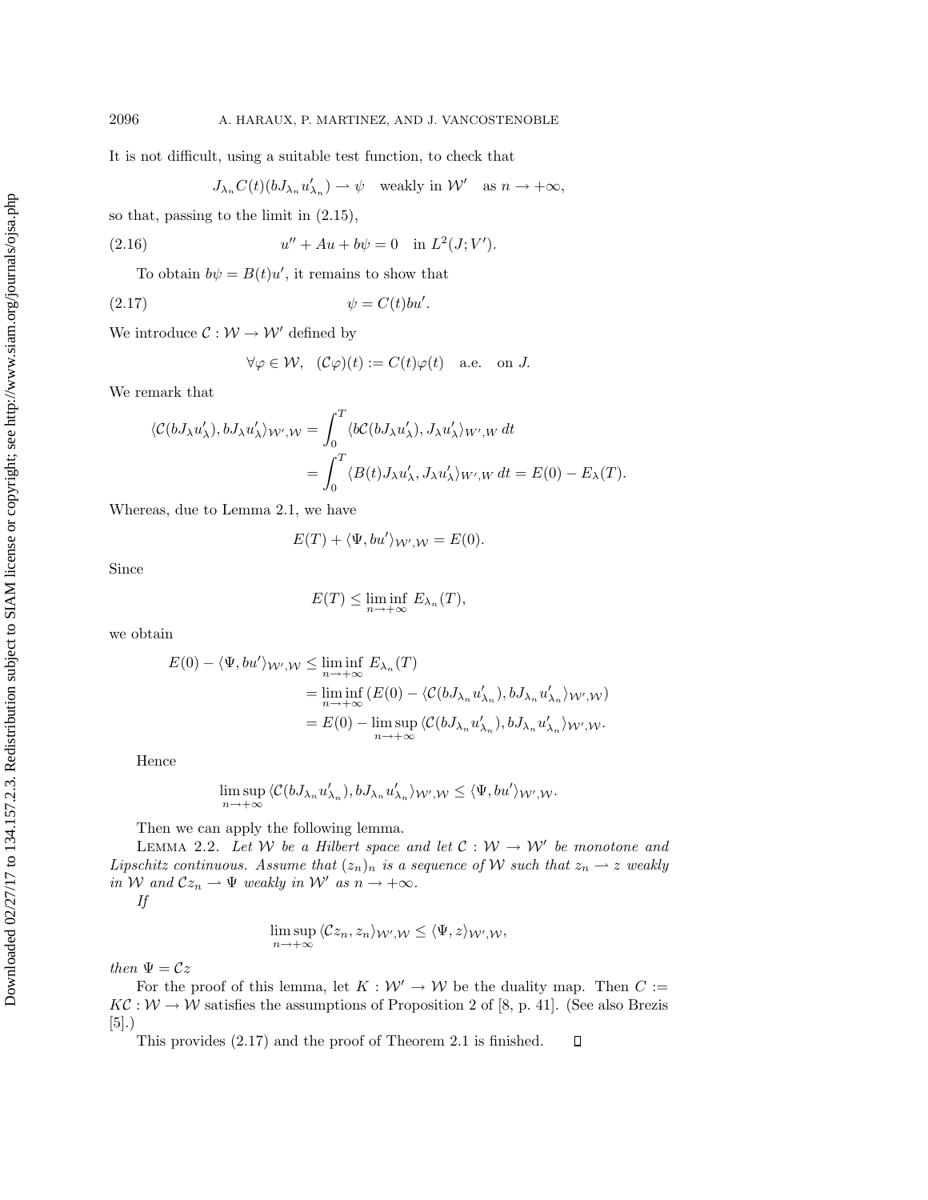It is not difficult, using a suitable test function, to check that

$$J_{\lambda_n} C(t)(bJ_{\lambda_n} u'_{\lambda_n}) \rightharpoonup \psi \quad \text{weakly in } \mathcal{W}' \quad \text{as } n \to +\infty,$$

so that, passing to the limit in (2.15),

$$u'' + Au + b\psi = 0 \quad \text{in } L^2(J; V'). \tag{2.16}$$

To obtain $b\psi = B(t)u'$, it remains to show that

$$\psi = C(t)bu'. \tag{2.17}$$

We introduce $\mathcal{C} : \mathcal{W} \to \mathcal{W}'$ defined by

$$\forall \varphi \in \mathcal{W}, \quad (\mathcal{C}\varphi)(t) := C(t)\varphi(t) \quad \text{a.e.} \quad \text{on } J.$$

We remark that

$$\begin{aligned}
\langle \mathcal{C}(bJ_\lambda u'_\lambda), bJ_\lambda u'_\lambda \rangle_{\mathcal{W}',\mathcal{W}} &= \int_0^T \langle b\mathcal{C}(bJ_\lambda u'_\lambda), J_\lambda u'_\lambda \rangle_{W',W} \, dt \\
&= \int_0^T \langle B(t) J_\lambda u'_\lambda, J_\lambda u'_\lambda \rangle_{W',W} \, dt = E(0) - E_\lambda(T).
\end{aligned}$$

Whereas, due to Lemma 2.1, we have

$$E(T) + \langle \Psi, bu' \rangle_{\mathcal{W}',\mathcal{W}} = E(0).$$

Since

$$E(T) \le \liminf_{n \to +\infty} E_{\lambda_n}(T),$$

we obtain

$$\begin{aligned}
E(0) - \langle \Psi, bu' \rangle_{\mathcal{W}',\mathcal{W}} &\le \liminf_{n\to+\infty} E_{\lambda_n}(T) \\
&= \liminf_{n\to+\infty} \left( E(0) - \langle \mathcal{C}(bJ_{\lambda_n} u'_{\lambda_n}), bJ_{\lambda_n} u'_{\lambda_n} \rangle_{\mathcal{W}',\mathcal{W}} \right) \\
&= E(0) - \limsup_{n\to+\infty} \langle \mathcal{C}(bJ_{\lambda_n} u'_{\lambda_n}), bJ_{\lambda_n} u'_{\lambda_n} \rangle_{\mathcal{W}',\mathcal{W}}.
\end{aligned}$$

Hence

$$\limsup_{n\to+\infty} \langle \mathcal{C}(bJ_{\lambda_n} u'_{\lambda_n}), bJ_{\lambda_n} u'_{\lambda_n} \rangle_{\mathcal{W}',\mathcal{W}} \le \langle \Psi, bu' \rangle_{\mathcal{W}',\mathcal{W}}.$$

Then we can apply the following lemma.

LEMMA 2.2. *Let $\mathcal{W}$ be a Hilbert space and let $\mathcal{C} : \mathcal{W} \to \mathcal{W}'$ be monotone and Lipschitz continuous. Assume that $(z_n)_n$ is a sequence of $\mathcal{W}$ such that $z_n \rightharpoonup z$ weakly in $\mathcal{W}$ and $\mathcal{C}z_n \rightharpoonup \Psi$ weakly in $\mathcal{W}'$ as $n \to +\infty$.*

*If*

$$\limsup_{n\to+\infty} \langle \mathcal{C}z_n, z_n \rangle_{\mathcal{W}',\mathcal{W}} \le \langle \Psi, z \rangle_{\mathcal{W}',\mathcal{W}},$$

*then $\Psi = \mathcal{C}z$*

For the proof of this lemma, let $K : \mathcal{W}' \to \mathcal{W}$ be the duality map. Then $C := K\mathcal{C} : \mathcal{W} \to \mathcal{W}$ satisfies the assumptions of Proposition 2 of [8, p. 41]. (See also Brezis [5].)

This provides (2.17) and the proof of Theorem 2.1 is finished. ◻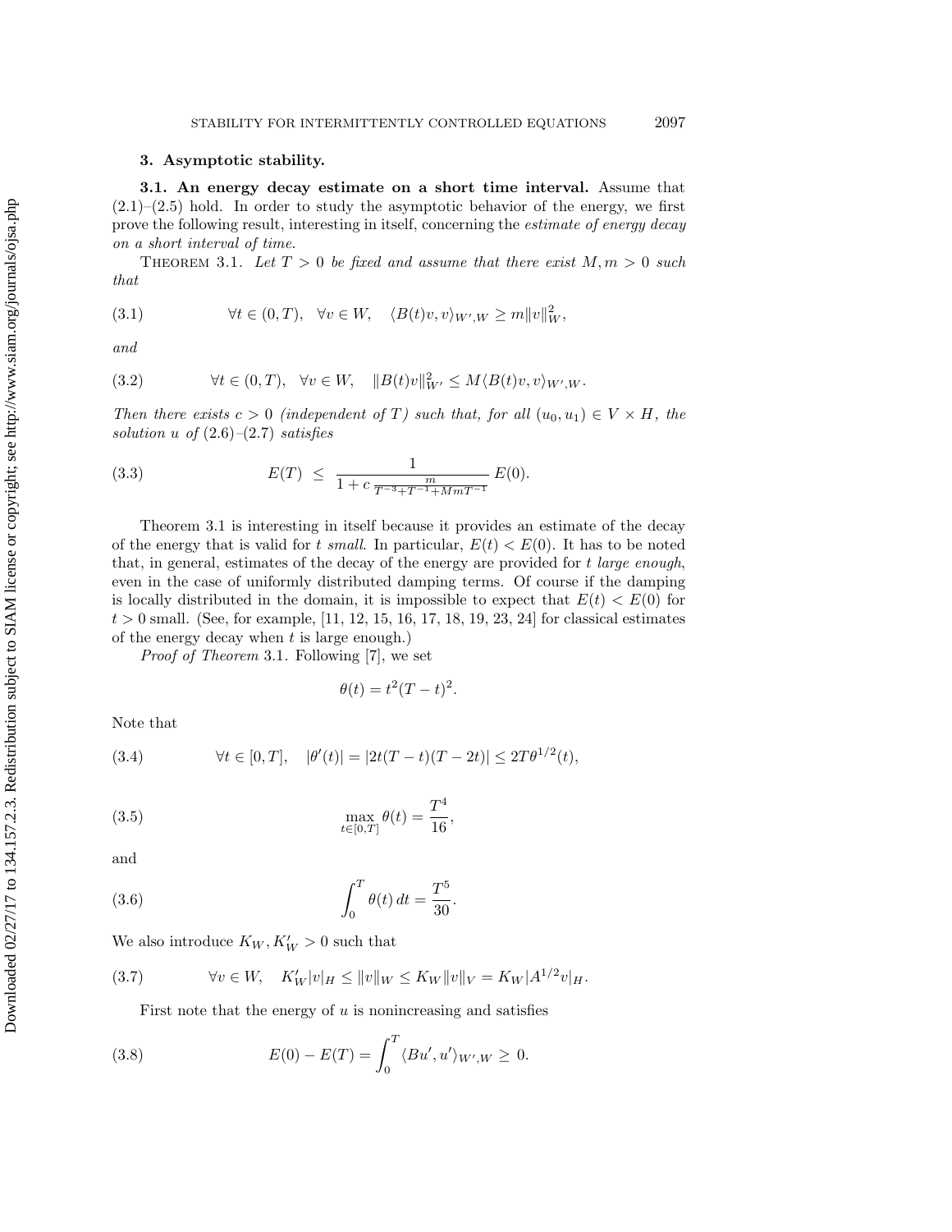## 3. Asymptotic stability.

**3.1. An energy decay estimate on a short time interval.** Assume that (2.1)–(2.5) hold. In order to study the asymptotic behavior of the energy, we first prove the following result, interesting in itself, concerning the *estimate of energy decay on a short interval of time*.

THEOREM 3.1. *Let $T > 0$ be fixed and assume that there exist $M, m > 0$ such that*

$$\forall t \in (0, T), \quad \forall v \in W, \quad \langle B(t)v, v\rangle_{W',W} \geq m\|v\|_W^2, \tag{3.1}$$

*and*

$$\forall t \in (0, T), \quad \forall v \in W, \quad \|B(t)v\|_{W'}^2 \leq M\langle B(t)v, v\rangle_{W',W}. \tag{3.2}$$

*Then there exists $c > 0$ (independent of $T$) such that, for all $(u_0, u_1) \in V \times H$, the solution $u$ of (2.6)–(2.7) satisfies*

$$E(T) \;\leq\; \frac{1}{1 + c\,\frac{m}{T^{-3}+T^{-1}+MmT^{-1}}}\, E(0). \tag{3.3}$$

Theorem 3.1 is interesting in itself because it provides an estimate of the decay of the energy that is valid for $t$ *small*. In particular, $E(t) < E(0)$. It has to be noted that, in general, estimates of the decay of the energy are provided for $t$ *large enough*, even in the case of uniformly distributed damping terms. Of course if the damping is locally distributed in the domain, it is impossible to expect that $E(t) < E(0)$ for $t > 0$ small. (See, for example, [11, 12, 15, 16, 17, 18, 19, 23, 24] for classical estimates of the energy decay when $t$ is large enough.)

*Proof of Theorem* 3.1. Following [7], we set

$$\theta(t) = t^2(T - t)^2.$$

Note that

$$\forall t \in [0, T], \quad |\theta'(t)| = |2t(T - t)(T - 2t)| \leq 2T\theta^{1/2}(t), \tag{3.4}$$

$$\max_{t\in[0,T]} \theta(t) = \frac{T^4}{16}, \tag{3.5}$$

and

$$\int_0^T \theta(t)\, dt = \frac{T^5}{30}. \tag{3.6}$$

We also introduce $K_W, K'_W > 0$ such that

$$\forall v \in W, \quad K'_W|v|_H \leq \|v\|_W \leq K_W\|v\|_V = K_W|A^{1/2}v|_H. \tag{3.7}$$

First note that the energy of $u$ is nonincreasing and satisfies

$$E(0) - E(T) = \int_0^T \langle Bu', u'\rangle_{W',W} \geq 0. \tag{3.8}$$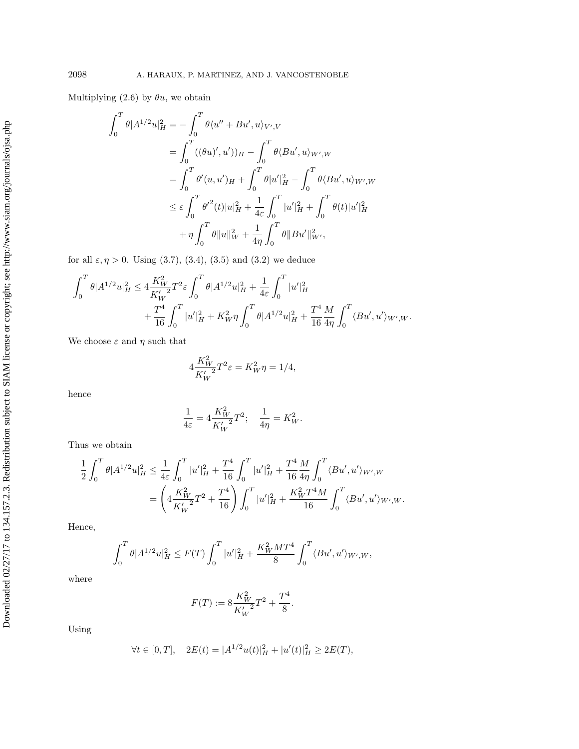Multiplying (2.6) by $\theta u$, we obtain

$$
\begin{aligned}
\int_0^T \theta |A^{1/2}u|_H^2 &= -\int_0^T \theta \langle u'' + Bu', u\rangle_{V',V} \\
&= \int_0^T ((\theta u)', u'))_H - \int_0^T \theta \langle Bu', u\rangle_{W',W} \\
&= \int_0^T \theta'(u, u')_H + \int_0^T \theta |u'|_H^2 - \int_0^T \theta \langle Bu', u\rangle_{W',W} \\
&\leq \varepsilon \int_0^T {\theta'}^2(t)|u|_H^2 + \frac{1}{4\varepsilon}\int_0^T |u'|_H^2 + \int_0^T \theta(t)|u'|_H^2 \\
&\quad + \eta \int_0^T \theta \|u\|_W^2 + \frac{1}{4\eta}\int_0^T \theta \|Bu'\|_{W'}^2,
\end{aligned}
$$

for all $\varepsilon, \eta > 0$. Using (3.7), (3.4), (3.5) and (3.2) we deduce

$$
\begin{aligned}
\int_0^T \theta |A^{1/2}u|_H^2 \leq\ & 4\frac{K_W^2}{{K_W'}^2}T^2\varepsilon \int_0^T \theta |A^{1/2}u|_H^2 + \frac{1}{4\varepsilon}\int_0^T |u'|_H^2 \\
&+ \frac{T^4}{16}\int_0^T |u'|_H^2 + K_W^2 \eta \int_0^T \theta |A^{1/2}u|_H^2 + \frac{T^4}{16}\frac{M}{4\eta}\int_0^T \langle Bu', u'\rangle_{W',W}.
\end{aligned}
$$

We choose $\varepsilon$ and $\eta$ such that

$$
4\frac{K_W^2}{{K_W'}^2}T^2\varepsilon = K_W^2\eta = 1/4,
$$

hence

$$
\frac{1}{4\varepsilon} = 4\frac{K_W^2}{{K_W'}^2}T^2; \quad \frac{1}{4\eta} = K_W^2.
$$

Thus we obtain

$$
\begin{aligned}
\frac{1}{2}\int_0^T \theta |A^{1/2}u|_H^2 &\leq \frac{1}{4\varepsilon}\int_0^T |u'|_H^2 + \frac{T^4}{16}\int_0^T |u'|_H^2 + \frac{T^4}{16}\frac{M}{4\eta}\int_0^T \langle Bu', u'\rangle_{W',W} \\
&= \left(4\frac{K_W^2}{{K_W'}^2}T^2 + \frac{T^4}{16}\right)\int_0^T |u'|_H^2 + \frac{K_W^2 T^4 M}{16}\int_0^T \langle Bu', u'\rangle_{W',W}.
\end{aligned}
$$

Hence,

$$
\int_0^T \theta |A^{1/2}u|_H^2 \leq F(T)\int_0^T |u'|_H^2 + \frac{K_W^2 M T^4}{8}\int_0^T \langle Bu', u'\rangle_{W',W},
$$

where

$$
F(T) := 8\frac{K_W^2}{{K_W'}^2}T^2 + \frac{T^4}{8}.
$$

Using

$$
\forall t \in [0,T], \quad 2E(t) = |A^{1/2}u(t)|_H^2 + |u'(t)|_H^2 \geq 2E(T),
$$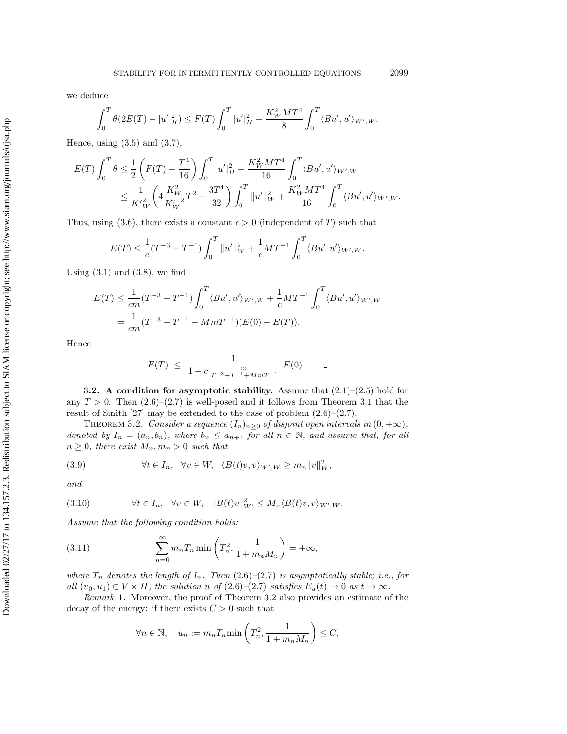we deduce

$$\int_0^T \theta(2E(T) - |u'|_H^2) \leq F(T) \int_0^T |u'|_H^2 + \frac{K_W^2 M T^4}{8} \int_0^T \langle Bu', u' \rangle_{W',W}.$$

Hence, using (3.5) and (3.7),

$$\begin{aligned} E(T) \int_0^T \theta &\leq \frac{1}{2}\left(F(T) + \frac{T^4}{16}\right) \int_0^T |u'|_H^2 + \frac{K_W^2 M T^4}{16} \int_0^T \langle Bu', u' \rangle_{W',W} \\ &\leq \frac{1}{{K'}_W^2}\left(4\frac{K_W^2}{{K'_W}^2}T^2 + \frac{3T^4}{32}\right) \int_0^T \|u'\|_W^2 + \frac{K_W^2 M T^4}{16} \int_0^T \langle Bu', u' \rangle_{W',W}. \end{aligned}$$

Thus, using (3.6), there exists a constant $c > 0$ (independent of $T$) such that

$$E(T) \leq \frac{1}{c}(T^{-3} + T^{-1}) \int_0^T \|u'\|_W^2 + \frac{1}{c} M T^{-1} \int_0^T \langle Bu', u' \rangle_{W',W}.$$

Using (3.1) and (3.8), we find

$$\begin{aligned} E(T) &\leq \frac{1}{cm}(T^{-3} + T^{-1}) \int_0^T \langle Bu', u' \rangle_{W',W} + \frac{1}{c} M T^{-1} \int_0^T \langle Bu', u' \rangle_{W',W} \\ &= \frac{1}{cm}(T^{-3} + T^{-1} + MmT^{-1})(E(0) - E(T)). \end{aligned}$$

Hence

$$E(T) \leq \frac{1}{1 + c\,\frac{m}{T^{-3}+T^{-1}+MmT^{-1}}}\, E(0). \qquad \square$$

**3.2. A condition for asymptotic stability.** Assume that (2.1)–(2.5) hold for any $T > 0$. Then (2.6)–(2.7) is well-posed and it follows from Theorem 3.1 that the result of Smith [27] may be extended to the case of problem (2.6)–(2.7).

THEOREM 3.2. *Consider a sequence $(I_n)_{n\geq 0}$ of disjoint open intervals in $(0, +\infty)$, denoted by $I_n = (a_n, b_n)$, where $b_n \leq a_{n+1}$ for all $n \in \mathbb{N}$, and assume that, for all $n \geq 0$, there exist $M_n, m_n > 0$ such that*

$$\forall t \in I_n, \quad \forall v \in W, \quad \langle B(t)v, v \rangle_{W',W} \geq m_n \|v\|_W^2, \tag{3.9}$$

*and*

$$\forall t \in I_n, \quad \forall v \in W, \quad \|B(t)v\|_{W'}^2 \leq M_n \langle B(t)v, v \rangle_{W',W}. \tag{3.10}$$

*Assume that the following condition holds:*

$$\sum_{n=0}^{\infty} m_n T_n \min\left(T_n^2, \frac{1}{1 + m_n M_n}\right) = +\infty, \tag{3.11}$$

*where $T_n$ denotes the length of $I_n$. Then (2.6)–(2.7) is asymptotically stable; i.e., for all $(u_0, u_1) \in V \times H$, the solution $u$ of (2.6)–(2.7) satisfies $E_u(t) \to 0$ as $t \to \infty$.*

*Remark* 1. Moreover, the proof of Theorem 3.2 also provides an estimate of the decay of the energy: if there exists $C > 0$ such that

$$\forall n \in \mathbb{N}, \quad u_n := m_n T_n \min\left(T_n^2, \frac{1}{1 + m_n M_n}\right) \leq C,$$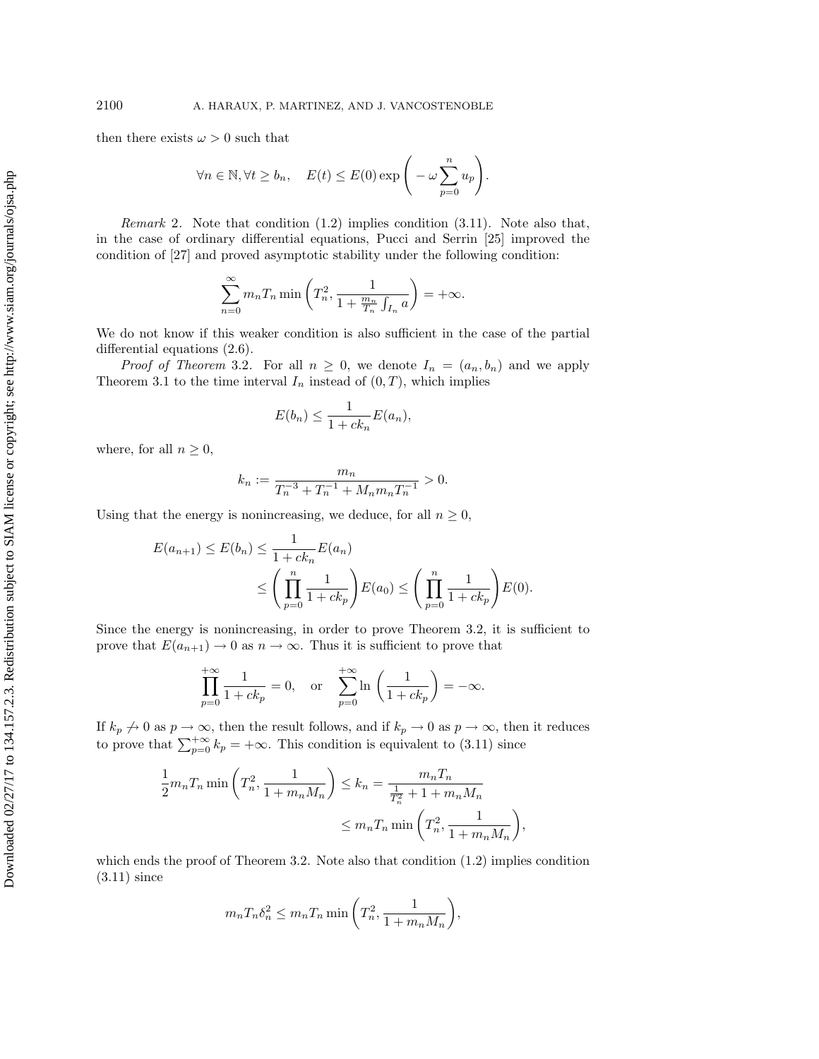then there exists $\omega > 0$ such that

$$\forall n \in \mathbb{N}, \forall t \geq b_n, \quad E(t) \leq E(0) \exp\left( -\omega \sum_{p=0}^{n} u_p \right).$$

*Remark* 2. Note that condition (1.2) implies condition (3.11). Note also that, in the case of ordinary differential equations, Pucci and Serrin [25] improved the condition of [27] and proved asymptotic stability under the following condition:

$$\sum_{n=0}^{\infty} m_n T_n \min\left( T_n^2, \frac{1}{1 + \frac{m_n}{T_n} \int_{I_n} a} \right) = +\infty.$$

We do not know if this weaker condition is also sufficient in the case of the partial differential equations (2.6).

*Proof of Theorem* 3.2. For all $n \geq 0$, we denote $I_n = (a_n, b_n)$ and we apply Theorem 3.1 to the time interval $I_n$ instead of $(0, T)$, which implies

$$E(b_n) \leq \frac{1}{1 + ck_n} E(a_n),$$

where, for all $n \geq 0$,

$$k_n := \frac{m_n}{T_n^{-3} + T_n^{-1} + M_n m_n T_n^{-1}} > 0.$$

Using that the energy is nonincreasing, we deduce, for all $n \geq 0$,

$$\begin{aligned} E(a_{n+1}) \leq E(b_n) &\leq \frac{1}{1 + ck_n} E(a_n) \\ &\leq \left( \prod_{p=0}^{n} \frac{1}{1 + ck_p} \right) E(a_0) \leq \left( \prod_{p=0}^{n} \frac{1}{1 + ck_p} \right) E(0). \end{aligned}$$

Since the energy is nonincreasing, in order to prove Theorem 3.2, it is sufficient to prove that $E(a_{n+1}) \to 0$ as $n \to \infty$. Thus it is sufficient to prove that

$$\prod_{p=0}^{+\infty} \frac{1}{1 + ck_p} = 0, \quad \text{or} \quad \sum_{p=0}^{+\infty} \ln\left( \frac{1}{1 + ck_p} \right) = -\infty.$$

If $k_p \not\to 0$ as $p \to \infty$, then the result follows, and if $k_p \to 0$ as $p \to \infty$, then it reduces to prove that $\sum_{p=0}^{+\infty} k_p = +\infty$. This condition is equivalent to (3.11) since

$$\begin{aligned} \frac{1}{2} m_n T_n \min\left( T_n^2, \frac{1}{1 + m_n M_n} \right) \leq k_n &= \frac{m_n T_n}{\frac{1}{T_n^2} + 1 + m_n M_n} \\ &\leq m_n T_n \min\left( T_n^2, \frac{1}{1 + m_n M_n} \right), \end{aligned}$$

which ends the proof of Theorem 3.2. Note also that condition (1.2) implies condition (3.11) since

$$m_n T_n \delta_n^2 \leq m_n T_n \min\left( T_n^2, \frac{1}{1 + m_n M_n} \right),$$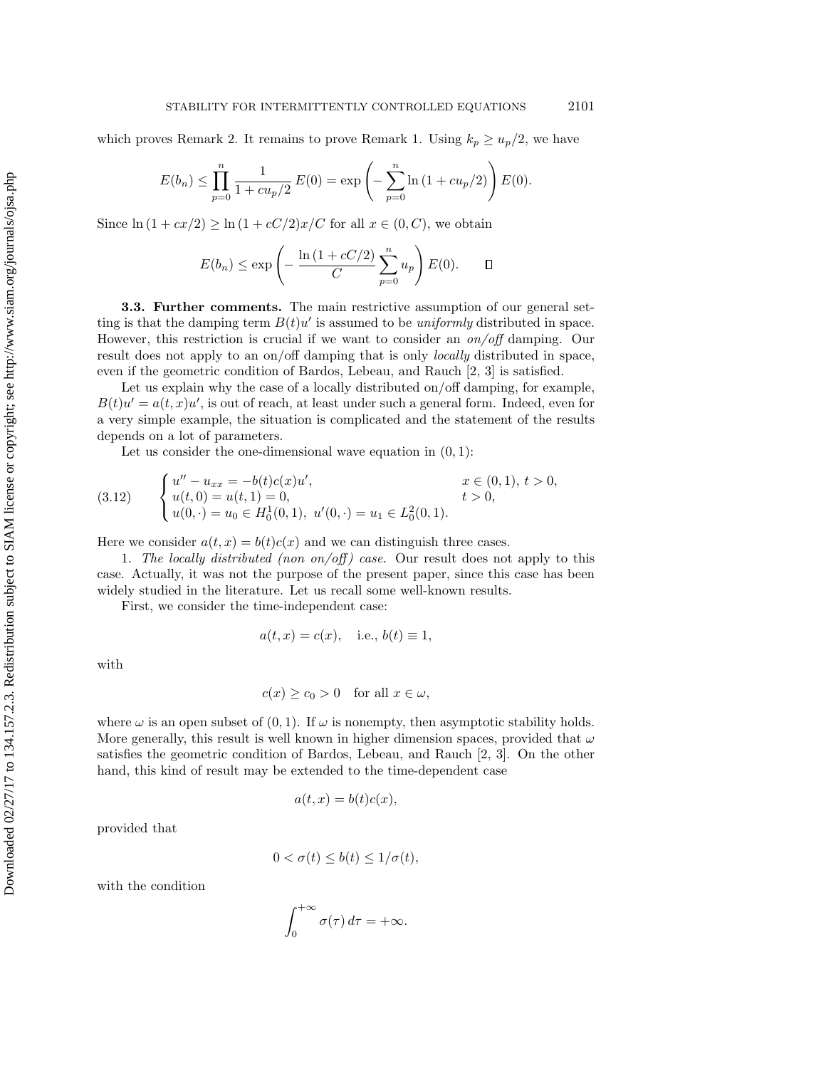which proves Remark 2. It remains to prove Remark 1. Using $k_p \geq u_p/2$, we have

$$E(b_n) \leq \prod_{p=0}^{n} \frac{1}{1+cu_p/2}\, E(0) = \exp\left(-\sum_{p=0}^{n} \ln\left(1+cu_p/2\right)\right) E(0).$$

Since $\ln(1+cx/2) \geq \ln(1+cC/2)x/C$ for all $x \in (0, C)$, we obtain

$$E(b_n) \leq \exp\left(-\frac{\ln(1+cC/2)}{C}\sum_{p=0}^{n} u_p\right) E(0). \qquad \square$$

**3.3. Further comments.** The main restrictive assumption of our general setting is that the damping term $B(t)u'$ is assumed to be *uniformly* distributed in space. However, this restriction is crucial if we want to consider an *on/off* damping. Our result does not apply to an on/off damping that is only *locally* distributed in space, even if the geometric condition of Bardos, Lebeau, and Rauch [2, 3] is satisfied.

Let us explain why the case of a locally distributed on/off damping, for example, $B(t)u' = a(t,x)u'$, is out of reach, at least under such a general form. Indeed, even for a very simple example, the situation is complicated and the statement of the results depends on a lot of parameters.

Let us consider the one-dimensional wave equation in $(0,1)$:

$$\begin{cases} u'' - u_{xx} = -b(t)c(x)u', & x \in (0,1),\ t > 0, \\ u(t,0) = u(t,1) = 0, & t > 0, \\ u(0,\cdot) = u_0 \in H_0^1(0,1),\ u'(0,\cdot) = u_1 \in L_0^2(0,1). \end{cases} \tag{3.12}$$

Here we consider $a(t,x) = b(t)c(x)$ and we can distinguish three cases.

1. *The locally distributed (non on/off) case.* Our result does not apply to this case. Actually, it was not the purpose of the present paper, since this case has been widely studied in the literature. Let us recall some well-known results.

First, we consider the time-independent case:

$$a(t,x) = c(x), \quad \text{i.e., } b(t) \equiv 1,$$

with

$$c(x) \geq c_0 > 0 \quad \text{for all } x \in \omega,$$

where $\omega$ is an open subset of $(0,1)$. If $\omega$ is nonempty, then asymptotic stability holds. More generally, this result is well known in higher dimension spaces, provided that $\omega$ satisfies the geometric condition of Bardos, Lebeau, and Rauch [2, 3]. On the other hand, this kind of result may be extended to the time-dependent case

$$a(t,x) = b(t)c(x),$$

provided that

$$0 < \sigma(t) \leq b(t) \leq 1/\sigma(t),$$

with the condition

$$\int_0^{+\infty} \sigma(\tau)\, d\tau = +\infty.$$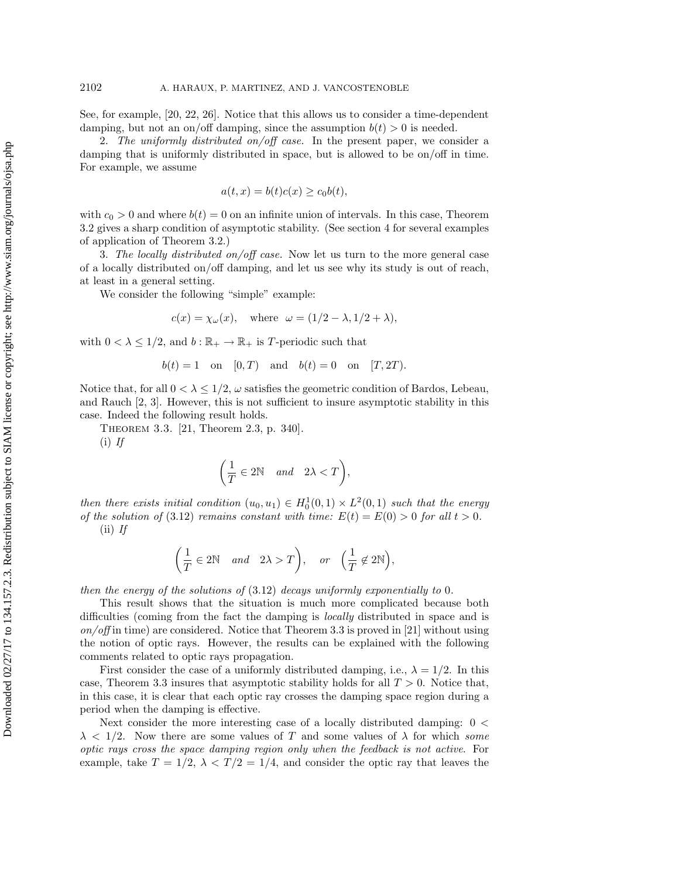See, for example, [20, 22, 26]. Notice that this allows us to consider a time-dependent damping, but not an on/off damping, since the assumption $b(t) > 0$ is needed.

2. *The uniformly distributed on/off case.* In the present paper, we consider a damping that is uniformly distributed in space, but is allowed to be on/off in time. For example, we assume

$$a(t, x) = b(t)c(x) \geq c_0 b(t),$$

with $c_0 > 0$ and where $b(t) = 0$ on an infinite union of intervals. In this case, Theorem 3.2 gives a sharp condition of asymptotic stability. (See section 4 for several examples of application of Theorem 3.2.)

3. *The locally distributed on/off case.* Now let us turn to the more general case of a locally distributed on/off damping, and let us see why its study is out of reach, at least in a general setting.

We consider the following "simple" example:

$$c(x) = \chi_\omega(x), \quad \text{where} \quad \omega = (1/2 - \lambda, 1/2 + \lambda),$$

with $0 < \lambda \leq 1/2$, and $b : \mathbb{R}_+ \to \mathbb{R}_+$ is $T$-periodic such that

$$b(t) = 1 \quad \text{on} \quad [0, T) \quad \text{and} \quad b(t) = 0 \quad \text{on} \quad [T, 2T).$$

Notice that, for all $0 < \lambda \leq 1/2$, $\omega$ satisfies the geometric condition of Bardos, Lebeau, and Rauch [2, 3]. However, this is not sufficient to insure asymptotic stability in this case. Indeed the following result holds.

Theorem 3.3. [21, Theorem 2.3, p. 340].

(i) *If*

$$\left(\frac{1}{T} \in 2\mathbb{N} \quad \text{and} \quad 2\lambda < T\right),$$

*then there exists initial condition* $(u_0, u_1) \in H_0^1(0, 1) \times L^2(0, 1)$ *such that the energy of the solution of* (3.12) *remains constant with time:* $E(t) = E(0) > 0$ *for all* $t > 0$.

(ii) *If*

$$\left(\frac{1}{T} \in 2\mathbb{N} \quad \text{and} \quad 2\lambda > T\right), \quad \text{or} \quad \left(\frac{1}{T} \notin 2\mathbb{N}\right),$$

*then the energy of the solutions of* (3.12) *decays uniformly exponentially to* 0.

This result shows that the situation is much more complicated because both difficulties (coming from the fact the damping is *locally* distributed in space and is *on/off* in time) are considered. Notice that Theorem 3.3 is proved in [21] without using the notion of optic rays. However, the results can be explained with the following comments related to optic rays propagation.

First consider the case of a uniformly distributed damping, i.e., $\lambda = 1/2$. In this case, Theorem 3.3 insures that asymptotic stability holds for all $T > 0$. Notice that, in this case, it is clear that each optic ray crosses the damping space region during a period when the damping is effective.

Next consider the more interesting case of a locally distributed damping: $0 < \lambda < 1/2$. Now there are some values of $T$ and some values of $\lambda$ for which *some optic rays cross the space damping region only when the feedback is not active.* For example, take $T = 1/2$, $\lambda < T/2 = 1/4$, and consider the optic ray that leaves the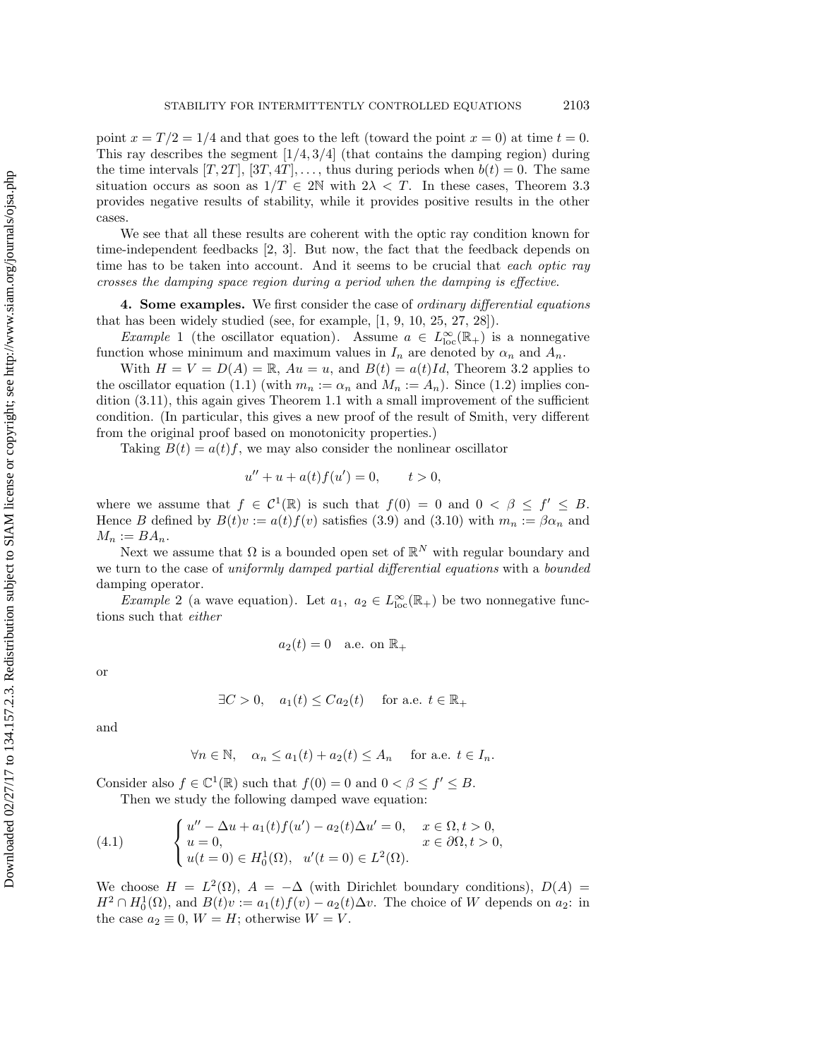point $x = T/2 = 1/4$ and that goes to the left (toward the point $x = 0$) at time $t = 0$. This ray describes the segment $[1/4, 3/4]$ (that contains the damping region) during the time intervals $[T, 2T]$, $[3T, 4T]$, ..., thus during periods when $b(t) = 0$. The same situation occurs as soon as $1/T \in 2\mathbb{N}$ with $2\lambda < T$. In these cases, Theorem 3.3 provides negative results of stability, while it provides positive results in the other cases.

We see that all these results are coherent with the optic ray condition known for time-independent feedbacks [2, 3]. But now, the fact that the feedback depends on time has to be taken into account. And it seems to be crucial that *each optic ray crosses the damping space region during a period when the damping is effective*.

## 4. Some examples.

We first consider the case of *ordinary differential equations* that has been widely studied (see, for example, [1, 9, 10, 25, 27, 28]).

*Example* 1 (the oscillator equation). Assume $a \in L^\infty_{\text{loc}}(\mathbb{R}_+)$ is a nonnegative function whose minimum and maximum values in $I_n$ are denoted by $\alpha_n$ and $A_n$.

With $H = V = D(A) = \mathbb{R}$, $Au = u$, and $B(t) = a(t)Id$, Theorem 3.2 applies to the oscillator equation (1.1) (with $m_n := \alpha_n$ and $M_n := A_n$). Since (1.2) implies condition (3.11), this again gives Theorem 1.1 with a small improvement of the sufficient condition. (In particular, this gives a new proof of the result of Smith, very different from the original proof based on monotonicity properties.)

Taking $B(t) = a(t)f$, we may also consider the nonlinear oscillator

$$u'' + u + a(t)f(u') = 0, \qquad t > 0,$$

where we assume that $f \in \mathcal{C}^1(\mathbb{R})$ is such that $f(0) = 0$ and $0 < \beta \leq f' \leq B$. Hence $B$ defined by $B(t)v := a(t)f(v)$ satisfies (3.9) and (3.10) with $m_n := \beta\alpha_n$ and $M_n := BA_n$.

Next we assume that $\Omega$ is a bounded open set of $\mathbb{R}^N$ with regular boundary and we turn to the case of *uniformly damped partial differential equations* with a *bounded* damping operator.

*Example* 2 (a wave equation). Let $a_1, a_2 \in L^\infty_{\text{loc}}(\mathbb{R}_+)$ be two nonnegative functions such that *either*

$$a_2(t) = 0 \quad \text{a.e. on } \mathbb{R}_+$$

or

$$\exists C > 0, \quad a_1(t) \leq C a_2(t) \quad \text{ for a.e. } t \in \mathbb{R}_+$$

and

$$\forall n \in \mathbb{N}, \quad \alpha_n \leq a_1(t) + a_2(t) \leq A_n \quad \text{ for a.e. } t \in I_n.$$

Consider also $f \in \mathbb{C}^1(\mathbb{R})$ such that $f(0) = 0$ and $0 < \beta \leq f' \leq B$.

Then we study the following damped wave equation:

$$\begin{cases} u'' - \Delta u + a_1(t)f(u') - a_2(t)\Delta u' = 0, & x \in \Omega, t > 0, \\ u = 0, & x \in \partial\Omega, t > 0, \\ u(t=0) \in H^1_0(\Omega), \quad u'(t=0) \in L^2(\Omega). \end{cases} \tag{4.1}$$

We choose $H = L^2(\Omega)$, $A = -\Delta$ (with Dirichlet boundary conditions), $D(A) = H^2 \cap H^1_0(\Omega)$, and $B(t)v := a_1(t)f(v) - a_2(t)\Delta v$. The choice of $W$ depends on $a_2$: in the case $a_2 \equiv 0$, $W = H$; otherwise $W = V$.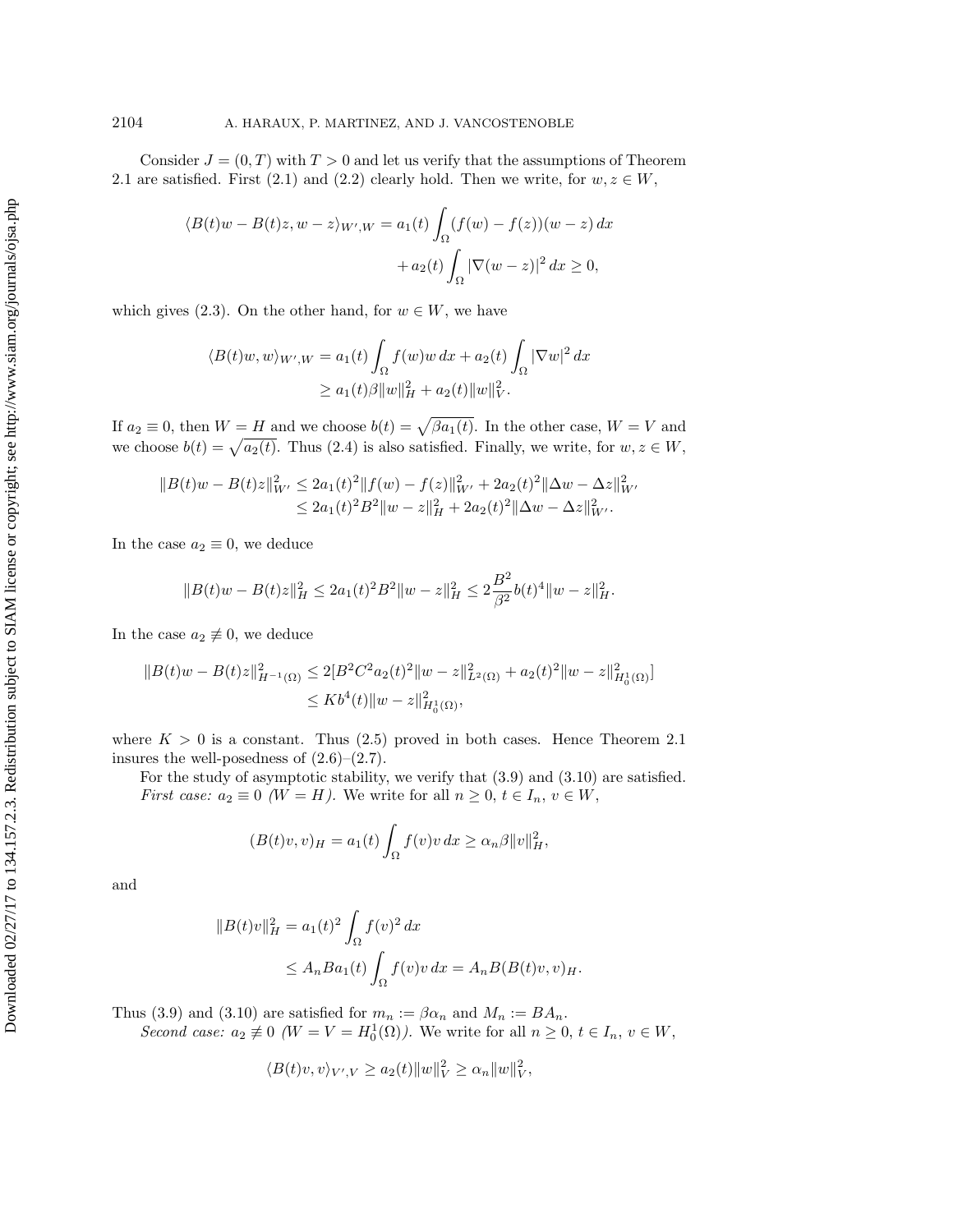Consider $J = (0, T)$ with $T > 0$ and let us verify that the assumptions of Theorem 2.1 are satisfied. First (2.1) and (2.2) clearly hold. Then we write, for $w, z \in W$,

$$\langle B(t)w - B(t)z, w - z\rangle_{W',W} = a_1(t) \int_\Omega (f(w) - f(z))(w - z)\, dx + a_2(t) \int_\Omega |\nabla(w - z)|^2\, dx \geq 0,$$

which gives (2.3). On the other hand, for $w \in W$, we have

$$\langle B(t)w, w\rangle_{W',W} = a_1(t) \int_\Omega f(w)w\, dx + a_2(t) \int_\Omega |\nabla w|^2\, dx \geq a_1(t)\beta\|w\|_H^2 + a_2(t)\|w\|_V^2.$$

If $a_2 \equiv 0$, then $W = H$ and we choose $b(t) = \sqrt{\beta a_1(t)}$. In the other case, $W = V$ and we choose $b(t) = \sqrt{a_2(t)}$. Thus (2.4) is also satisfied. Finally, we write, for $w, z \in W$,

$$\begin{aligned}\|B(t)w - B(t)z\|_{W'}^2 &\leq 2a_1(t)^2\|f(w) - f(z)\|_{W'}^2 + 2a_2(t)^2\|\Delta w - \Delta z\|_{W'}^2 \\ &\leq 2a_1(t)^2B^2\|w - z\|_H^2 + 2a_2(t)^2\|\Delta w - \Delta z\|_{W'}^2.\end{aligned}$$

In the case $a_2 \equiv 0$, we deduce

$$\|B(t)w - B(t)z\|_H^2 \leq 2a_1(t)^2B^2\|w - z\|_H^2 \leq 2\frac{B^2}{\beta^2}b(t)^4\|w - z\|_H^2.$$

In the case $a_2 \not\equiv 0$, we deduce

$$\begin{aligned}\|B(t)w - B(t)z\|_{H^{-1}(\Omega)}^2 &\leq 2[B^2C^2a_2(t)^2\|w - z\|_{L^2(\Omega)}^2 + a_2(t)^2\|w - z\|_{H_0^1(\Omega)}^2] \\ &\leq Kb^4(t)\|w - z\|_{H_0^1(\Omega)}^2,\end{aligned}$$

where $K > 0$ is a constant. Thus (2.5) proved in both cases. Hence Theorem 2.1 insures the well-posedness of (2.6)–(2.7).

For the study of asymptotic stability, we verify that (3.9) and (3.10) are satisfied.

*First case:* $a_2 \equiv 0$ *($W = H$).* We write for all $n \geq 0$, $t \in I_n$, $v \in W$,

$$(B(t)v, v)_H = a_1(t) \int_\Omega f(v)v\, dx \geq \alpha_n\beta\|v\|_H^2,$$

and

$$\begin{aligned}\|B(t)v\|_H^2 &= a_1(t)^2 \int_\Omega f(v)^2\, dx \\ &\leq A_nBa_1(t) \int_\Omega f(v)v\, dx = A_nB(B(t)v, v)_H.\end{aligned}$$

Thus (3.9) and (3.10) are satisfied for $m_n := \beta\alpha_n$ and $M_n := BA_n$.

*Second case:* $a_2 \not\equiv 0$ *($W = V = H_0^1(\Omega)$).* We write for all $n \geq 0$, $t \in I_n$, $v \in W$,

$$\langle B(t)v, v\rangle_{V',V} \geq a_2(t)\|w\|_V^2 \geq \alpha_n\|w\|_V^2,$$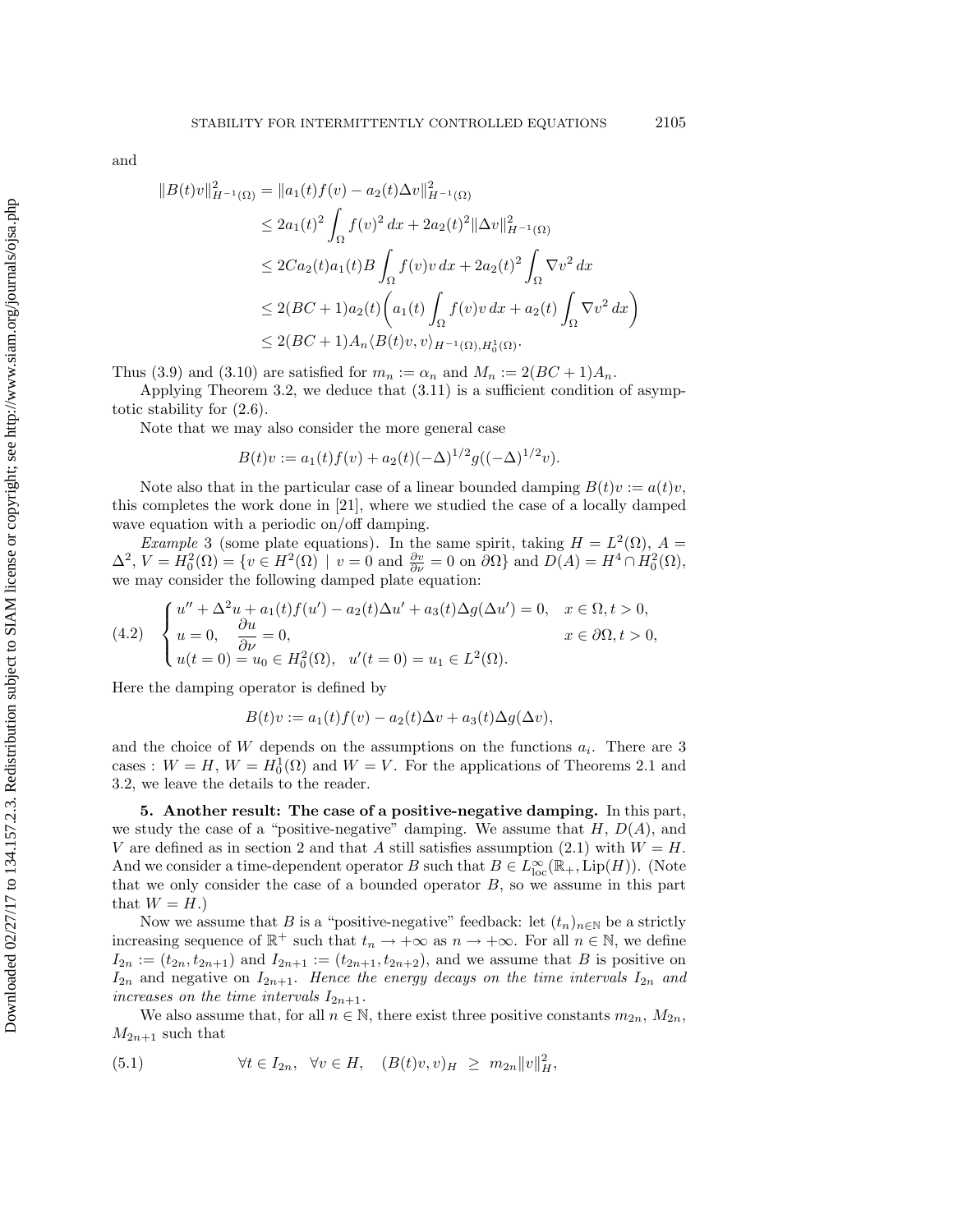and

$$
\begin{aligned}
\|B(t)v\|_{H^{-1}(\Omega)}^2 &= \|a_1(t)f(v) - a_2(t)\Delta v\|_{H^{-1}(\Omega)}^2 \\
&\leq 2a_1(t)^2 \int_\Omega f(v)^2\,dx + 2a_2(t)^2\|\Delta v\|_{H^{-1}(\Omega)}^2 \\
&\leq 2Ca_2(t)a_1(t)B\int_\Omega f(v)v\,dx + 2a_2(t)^2\int_\Omega \nabla v^2\,dx \\
&\leq 2(BC+1)a_2(t)\bigg(a_1(t)\int_\Omega f(v)v\,dx + a_2(t)\int_\Omega \nabla v^2\,dx\bigg) \\
&\leq 2(BC+1)A_n\langle B(t)v, v\rangle_{H^{-1}(\Omega),H_0^1(\Omega)}.
\end{aligned}
$$

Thus (3.9) and (3.10) are satisfied for $m_n := \alpha_n$ and $M_n := 2(BC+1)A_n$.

Applying Theorem 3.2, we deduce that (3.11) is a sufficient condition of asymptotic stability for (2.6).

Note that we may also consider the more general case

$$
B(t)v := a_1(t)f(v) + a_2(t)(-\Delta)^{1/2}g((-\Delta)^{1/2}v).
$$

Note also that in the particular case of a linear bounded damping $B(t)v := a(t)v$, this completes the work done in [21], where we studied the case of a locally damped wave equation with a periodic on/off damping.

*Example* 3 (some plate equations). In the same spirit, taking $H = L^2(\Omega)$, $A = \Delta^2$, $V = H_0^2(\Omega) = \{v \in H^2(\Omega) \mid v = 0 \text{ and } \frac{\partial v}{\partial \nu} = 0 \text{ on } \partial\Omega\}$ and $D(A) = H^4 \cap H_0^2(\Omega)$, we may consider the following damped plate equation:

$$
\begin{cases}
u'' + \Delta^2 u + a_1(t)f(u') - a_2(t)\Delta u' + a_3(t)\Delta g(\Delta u') = 0, & x \in \Omega, t > 0, \\
u = 0, \quad \dfrac{\partial u}{\partial \nu} = 0, & x \in \partial\Omega, t > 0, \\
u(t=0) = u_0 \in H_0^2(\Omega), \quad u'(t=0) = u_1 \in L^2(\Omega).
\end{cases} \tag{4.2}
$$

Here the damping operator is defined by

$$
B(t)v := a_1(t)f(v) - a_2(t)\Delta v + a_3(t)\Delta g(\Delta v),
$$

and the choice of $W$ depends on the assumptions on the functions $a_i$. There are 3 cases : $W = H$, $W = H_0^1(\Omega)$ and $W = V$. For the applications of Theorems 2.1 and 3.2, we leave the details to the reader.

## 5. Another result: The case of a positive-negative damping.

In this part, we study the case of a "positive-negative" damping. We assume that $H$, $D(A)$, and $V$ are defined as in section 2 and that $A$ still satisfies assumption (2.1) with $W = H$. And we consider a time-dependent operator $B$ such that $B \in L_{\text{loc}}^\infty(\mathbb{R}_+, \text{Lip}(H))$. (Note that we only consider the case of a bounded operator $B$, so we assume in this part that $W = H$.)

Now we assume that $B$ is a "positive-negative" feedback: let $(t_n)_{n\in\mathbb{N}}$ be a strictly increasing sequence of $\mathbb{R}^+$ such that $t_n \to +\infty$ as $n \to +\infty$. For all $n \in \mathbb{N}$, we define $I_{2n} := (t_{2n}, t_{2n+1})$ and $I_{2n+1} := (t_{2n+1}, t_{2n+2})$, and we assume that $B$ is positive on $I_{2n}$ and negative on $I_{2n+1}$. *Hence the energy decays on the time intervals $I_{2n}$ and increases on the time intervals $I_{2n+1}$.*

We also assume that, for all $n \in \mathbb{N}$, there exist three positive constants $m_{2n}$, $M_{2n}$, $M_{2n+1}$ such that

$$
\forall t \in I_{2n}, \quad \forall v \in H, \quad (B(t)v, v)_H \;\geq\; m_{2n}\|v\|_H^2, \tag{5.1}
$$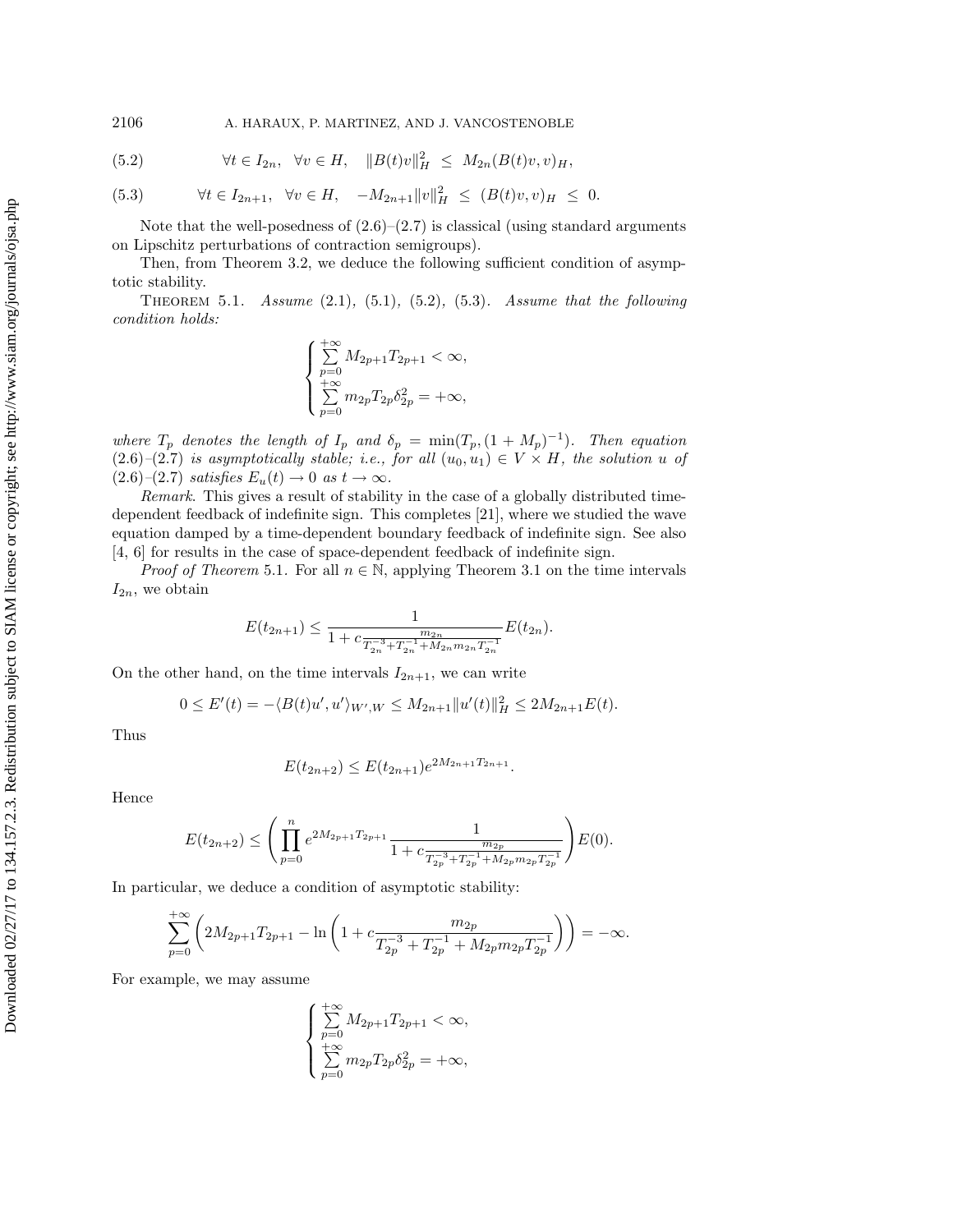$$\forall t \in I_{2n}, \quad \forall v \in H, \quad \|B(t)v\|_H^2 \;\leq\; M_{2n}(B(t)v, v)_H, \tag{5.2}$$

$$\forall t \in I_{2n+1}, \quad \forall v \in H, \quad -M_{2n+1}\|v\|_H^2 \;\leq\; (B(t)v, v)_H \;\leq\; 0. \tag{5.3}$$

Note that the well-posedness of (2.6)–(2.7) is classical (using standard arguments on Lipschitz perturbations of contraction semigroups).

Then, from Theorem 3.2, we deduce the following sufficient condition of asymptotic stability.

THEOREM 5.1. *Assume* (2.1), (5.1), (5.2), (5.3). *Assume that the following condition holds:*

$$\begin{cases} \sum_{p=0}^{+\infty} M_{2p+1}T_{2p+1} < \infty, \\ \sum_{p=0}^{+\infty} m_{2p}T_{2p}\delta_{2p}^2 = +\infty, \end{cases}$$

*where $T_p$ denotes the length of $I_p$ and $\delta_p = \min(T_p, (1+M_p)^{-1})$. Then equation* (2.6)–(2.7) *is asymptotically stable; i.e., for all $(u_0, u_1) \in V \times H$, the solution $u$ of* (2.6)–(2.7) *satisfies $E_u(t) \to 0$ as $t \to \infty$.*

*Remark.* This gives a result of stability in the case of a globally distributed time-dependent feedback of indefinite sign. This completes [21], where we studied the wave equation damped by a time-dependent boundary feedback of indefinite sign. See also [4, 6] for results in the case of space-dependent feedback of indefinite sign.

*Proof of Theorem* 5.1. For all $n \in \mathbb{N}$, applying Theorem 3.1 on the time intervals $I_{2n}$, we obtain

$$E(t_{2n+1}) \leq \frac{1}{1 + c\frac{m_{2n}}{T_{2n}^{-3} + T_{2n}^{-1} + M_{2n}m_{2n}T_{2n}^{-1}}} E(t_{2n}).$$

On the other hand, on the time intervals $I_{2n+1}$, we can write

$$0 \leq E'(t) = -\langle B(t)u', u'\rangle_{W',W} \leq M_{2n+1}\|u'(t)\|_H^2 \leq 2M_{2n+1}E(t).$$

Thus

$$E(t_{2n+2}) \leq E(t_{2n+1})e^{2M_{2n+1}T_{2n+1}}.$$

Hence

$$E(t_{2n+2}) \leq \left( \prod_{p=0}^{n} e^{2M_{2p+1}T_{2p+1}} \frac{1}{1 + c\frac{m_{2p}}{T_{2p}^{-3} + T_{2p}^{-1} + M_{2p}m_{2p}T_{2p}^{-1}}} \right) E(0).$$

In particular, we deduce a condition of asymptotic stability:

$$\sum_{p=0}^{+\infty} \left( 2M_{2p+1}T_{2p+1} - \ln\left(1 + c\frac{m_{2p}}{T_{2p}^{-3} + T_{2p}^{-1} + M_{2p}m_{2p}T_{2p}^{-1}}\right)\right) = -\infty.$$

For example, we may assume

$$\begin{cases} \sum_{p=0}^{+\infty} M_{2p+1}T_{2p+1} < \infty, \\ \sum_{p=0}^{+\infty} m_{2p}T_{2p}\delta_{2p}^2 = +\infty, \end{cases}$$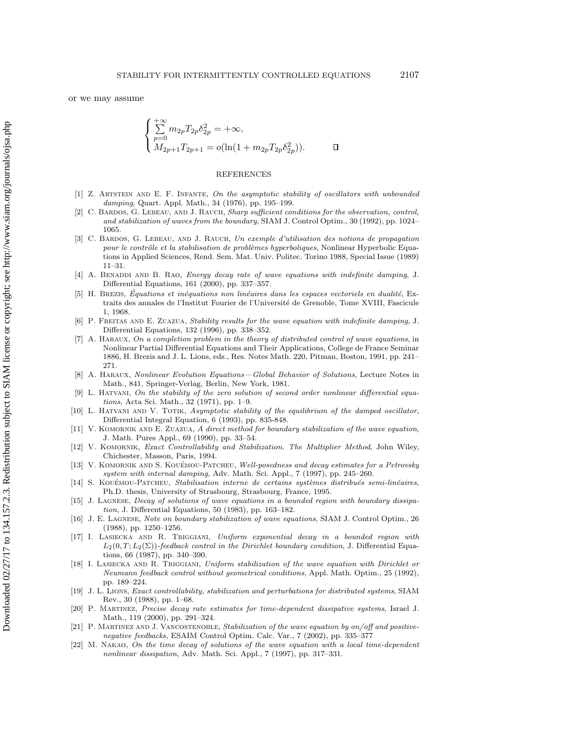or we may assume

$$
\begin{cases}
\sum_{p=0}^{+\infty} m_{2p} T_{2p} \delta_{2p}^2 = +\infty, \\
M_{2p+1} T_{2p+1} = o(\ln(1 + m_{2p} T_{2p} \delta_{2p}^2)).
\end{cases} \qquad \square
$$

## REFERENCES

[1] Z. Artstein and E. F. Infante, *On the asymptotic stability of oscillators with unbounded damping*, Quart. Appl. Math., 34 (1976), pp. 195–199.

[2] C. Bardos, G. Lebeau, and J. Rauch, *Sharp sufficient conditions for the observation, control, and stabilization of waves from the boundary*, SIAM J. Control Optim., 30 (1992), pp. 1024–1065.

[3] C. Bardos, G. Lebeau, and J. Rauch, *Un exemple d'utilisation des notions de propagation pour le contrôle et la stabilisation de problèmes hyperboliques*, Nonlinear Hyperbolic Equations in Applied Sciences, Rend. Sem. Mat. Univ. Politec. Torino 1988, Special Issue (1989) 11–31.

[4] A. Benaddi and B. Rao, *Energy decay rate of wave equations with indefinite damping*, J. Differential Equations, 161 (2000), pp. 337–357.

[5] H. Brezis, *Équations et inéquations non linéaires dans les espaces vectoriels en dualité*, Extraits des annales de l'Institut Fourier de l'Université de Grenoble, Tome XVIII, Fascicule 1, 1968.

[6] P. Freitas and E. Zuazua, *Stability results for the wave equation with indefinite damping*, J. Differential Equations, 132 (1996), pp. 338–352.

[7] A. Haraux, *On a completion problem in the theory of distributed control of wave equations*, in Nonlinear Partial Differential Equations and Their Applications, College de France Seminar 1886, H. Brezis and J. L. Lions, eds., Res. Notes Math. 220, Pitman, Boston, 1991, pp. 241–271.

[8] A. Haraux, *Nonlinear Evolution Equations—Global Behavior of Solutions*, Lecture Notes in Math., 841, Springer-Verlag, Berlin, New York, 1981.

[9] L. Hatvani, *On the stability of the zero solution of second order nonlinear differential equations*, Acta Sci. Math., 32 (1971), pp. 1–9.

[10] L. Hatvani and V. Totik, *Asymptotic stability of the equilibrium of the damped oscillator*, Differential Integral Equation, 6 (1993), pp. 835-848.

[11] V. Komornik and E. Zuazua, *A direct method for boundary stabilization of the wave equation*, J. Math. Pures Appl., 69 (1990), pp. 33–54.

[12] V. Komornik, *Exact Controllability and Stabilization. The Multiplier Method*, John Wiley, Chichester, Masson, Paris, 1994.

[13] V. Komornik and S. Kouémou-Patcheu, *Well-posedness and decay estimates for a Petrovsky system with internal damping*, Adv. Math. Sci. Appl., 7 (1997), pp. 245–260.

[14] S. Kouémou-Patcheu, *Stabilisation interne de certains systèmes distribués semi-linéaires*, Ph.D. thesis, University of Strasbourg, Strasbourg, France, 1995.

[15] J. Lagnese, *Decay of solutions of wave equations in a bounded region with boundary dissipation*, J. Differential Equations, 50 (1983), pp. 163–182.

[16] J. E. Lagnese, *Note on boundary stabilization of wave equations*, SIAM J. Control Optim., 26 (1988), pp. 1250–1256.

[17] I. Lasiecka and R. Triggiani, *Uniform exponential decay in a bounded region with $L_2(0,T;L_2(\Sigma))$-feedback control in the Dirichlet boundary condition*, J. Differential Equations, 66 (1987), pp. 340–390.

[18] I. Lasiecka and R. Triggiani, *Uniform stabilization of the wave equation with Dirichlet or Neumann feedback control without geometrical conditions*, Appl. Math. Optim., 25 (1992), pp. 189–224.

[19] J. L. Lions, *Exact controllability, stabilization and perturbations for distributed systems*, SIAM Rev., 30 (1988), pp. 1–68.

[20] P. Martinez, *Precise decay rate estimates for time-dependent dissipative systems*, Israel J. Math., 119 (2000), pp. 291–324.

[21] P. Martinez and J. Vancostenoble, *Stabilization of the wave equation by on/off and positive-negative feedbacks*, ESAIM Control Optim. Calc. Var., 7 (2002), pp. 335–377

[22] M. Nakao, *On the time decay of solutions of the wave equation with a local time-dependent nonlinear dissipation*, Adv. Math. Sci. Appl., 7 (1997), pp. 317–331.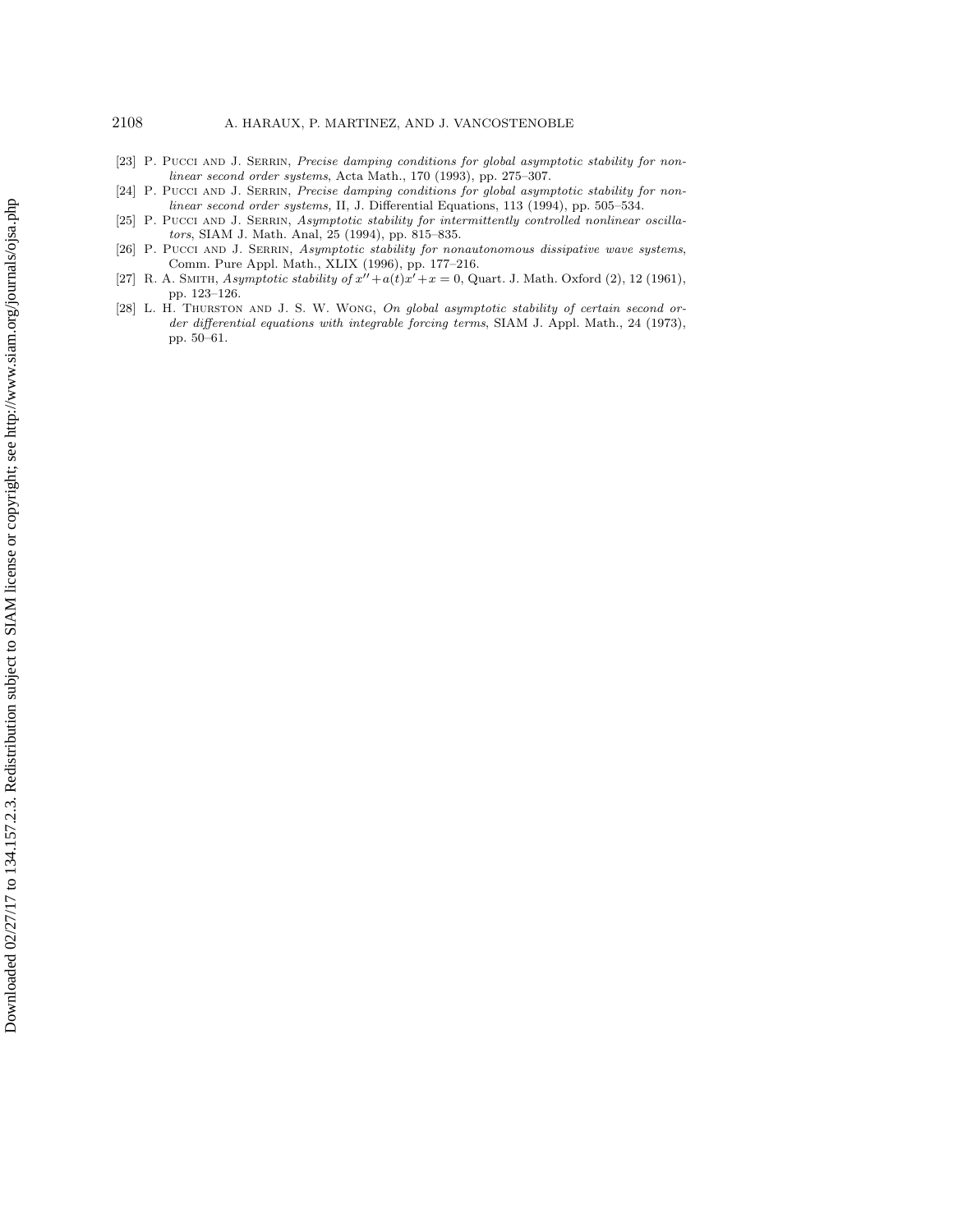[23] P. Pucci and J. Serrin, *Precise damping conditions for global asymptotic stability for nonlinear second order systems*, Acta Math., 170 (1993), pp. 275–307.

[24] P. Pucci and J. Serrin, *Precise damping conditions for global asymptotic stability for nonlinear second order systems,* II, J. Differential Equations, 113 (1994), pp. 505–534.

[25] P. Pucci and J. Serrin, *Asymptotic stability for intermittently controlled nonlinear oscillators*, SIAM J. Math. Anal, 25 (1994), pp. 815–835.

[26] P. Pucci and J. Serrin, *Asymptotic stability for nonautonomous dissipative wave systems*, Comm. Pure Appl. Math., XLIX (1996), pp. 177–216.

[27] R. A. Smith, *Asymptotic stability of* $x''+a(t)x'+x=0$, Quart. J. Math. Oxford (2), 12 (1961), pp. 123–126.

[28] L. H. Thurston and J. S. W. Wong, *On global asymptotic stability of certain second order differential equations with integrable forcing terms*, SIAM J. Appl. Math., 24 (1973), pp. 50–61.